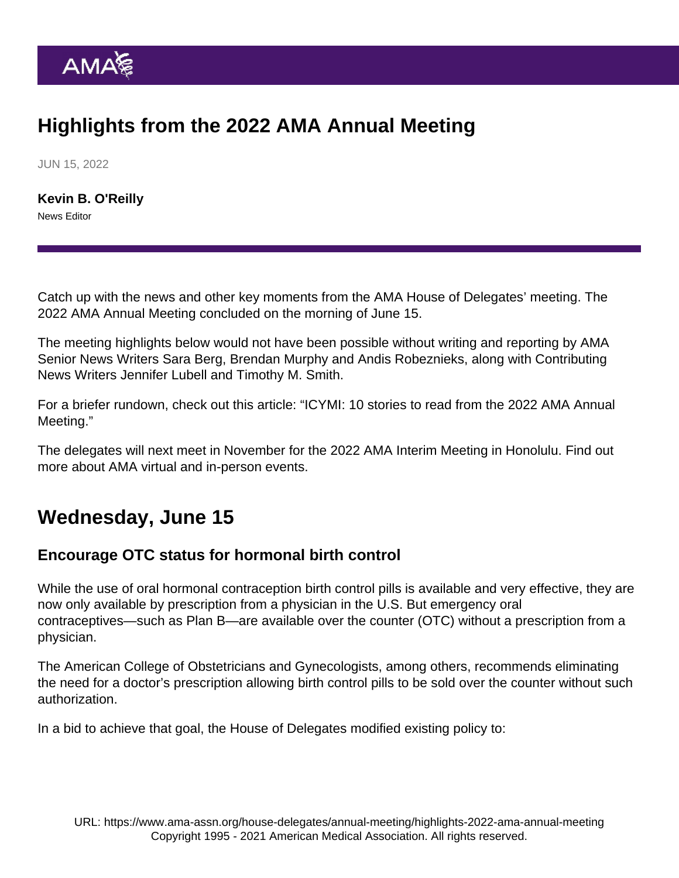# Highlights from the 2022 AMA Annual Meeting

JUN 15, 2022

**Kevin B. O'Reilly**
News Editor

Catch up with the news and other key moments from the AMA House of Delegates' meeting. The 2022 AMA Annual Meeting concluded on the morning of June 15.

The meeting highlights below would not have been possible without writing and reporting by AMA Senior News Writers Sara Berg, Brendan Murphy and Andis Robeznieks, along with Contributing News Writers Jennifer Lubell and Timothy M. Smith.

For a briefer rundown, check out this article: "ICYMI: 10 stories to read from the 2022 AMA Annual Meeting."

The delegates will next meet in November for the 2022 AMA Interim Meeting in Honolulu. Find out more about AMA virtual and in-person events.

## Wednesday, June 15

### Encourage OTC status for hormonal birth control

While the use of oral hormonal contraception birth control pills is available and very effective, they are now only available by prescription from a physician in the U.S. But emergency oral contraceptives—such as Plan B—are available over the counter (OTC) without a prescription from a physician.

The American College of Obstetricians and Gynecologists, among others, recommends eliminating the need for a doctor's prescription allowing birth control pills to be sold over the counter without such authorization.

In a bid to achieve that goal, the House of Delegates modified existing policy to: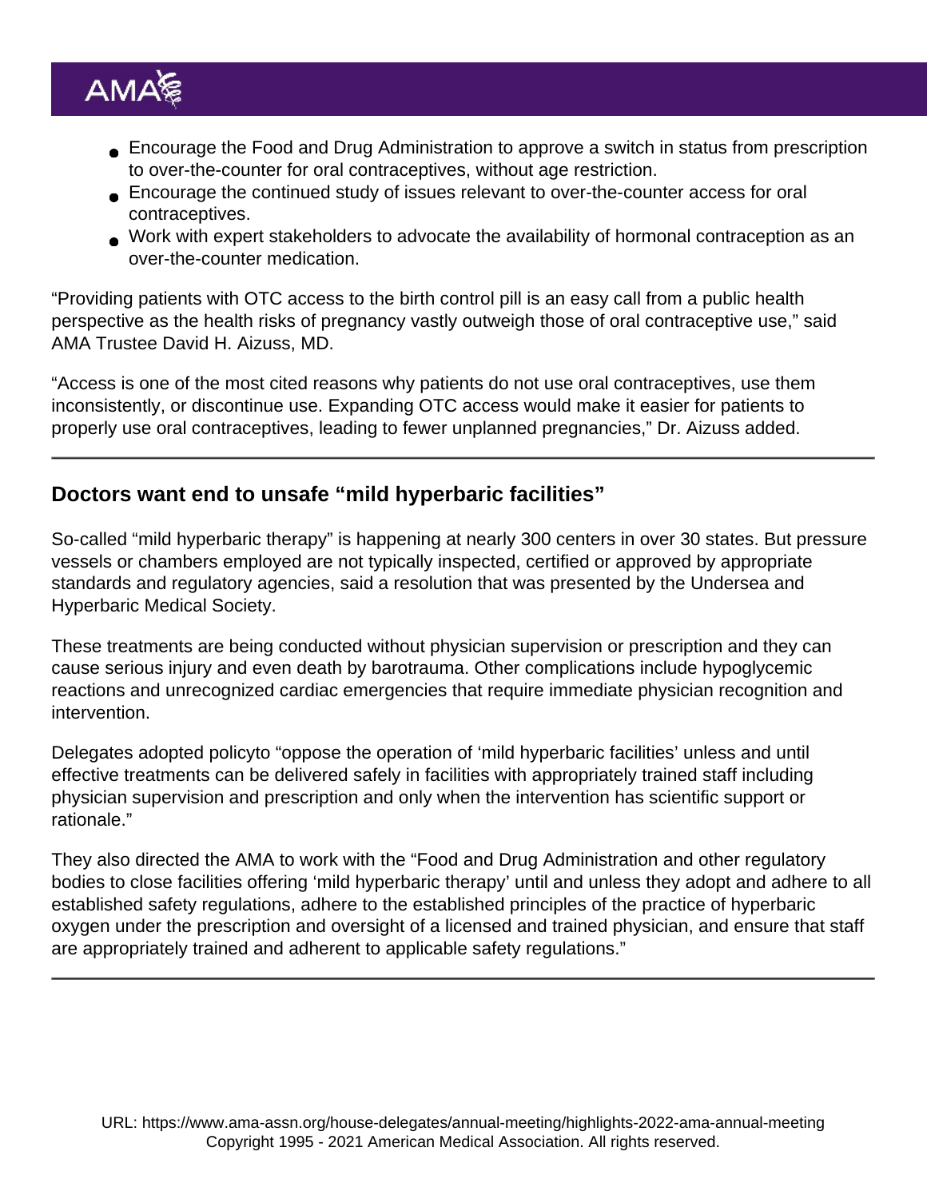- Encourage the Food and Drug Administration to approve a switch in status from prescription to over-the-counter for oral contraceptives, without age restriction.
- Encourage the continued study of issues relevant to over-the-counter access for oral contraceptives.
- Work with expert stakeholders to advocate the availability of hormonal contraception as an over-the-counter medication.

"Providing patients with OTC access to the birth control pill is an easy call from a public health perspective as the health risks of pregnancy vastly outweigh those of oral contraceptive use," said AMA Trustee David H. Aizuss, MD.

"Access is one of the most cited reasons why patients do not use oral contraceptives, use them inconsistently, or discontinue use. Expanding OTC access would make it easier for patients to properly use oral contraceptives, leading to fewer unplanned pregnancies," Dr. Aizuss added.

---

## Doctors want end to unsafe "mild hyperbaric facilities"

So-called "mild hyperbaric therapy" is happening at nearly 300 centers in over 30 states. But pressure vessels or chambers employed are not typically inspected, certified or approved by appropriate standards and regulatory agencies, said a resolution that was presented by the Undersea and Hyperbaric Medical Society.

These treatments are being conducted without physician supervision or prescription and they can cause serious injury and even death by barotrauma. Other complications include hypoglycemic reactions and unrecognized cardiac emergencies that require immediate physician recognition and intervention.

Delegates adopted policyto "oppose the operation of 'mild hyperbaric facilities' unless and until effective treatments can be delivered safely in facilities with appropriately trained staff including physician supervision and prescription and only when the intervention has scientific support or rationale."

They also directed the AMA to work with the "Food and Drug Administration and other regulatory bodies to close facilities offering 'mild hyperbaric therapy' until and unless they adopt and adhere to all established safety regulations, adhere to the established principles of the practice of hyperbaric oxygen under the prescription and oversight of a licensed and trained physician, and ensure that staff are appropriately trained and adherent to applicable safety regulations."

---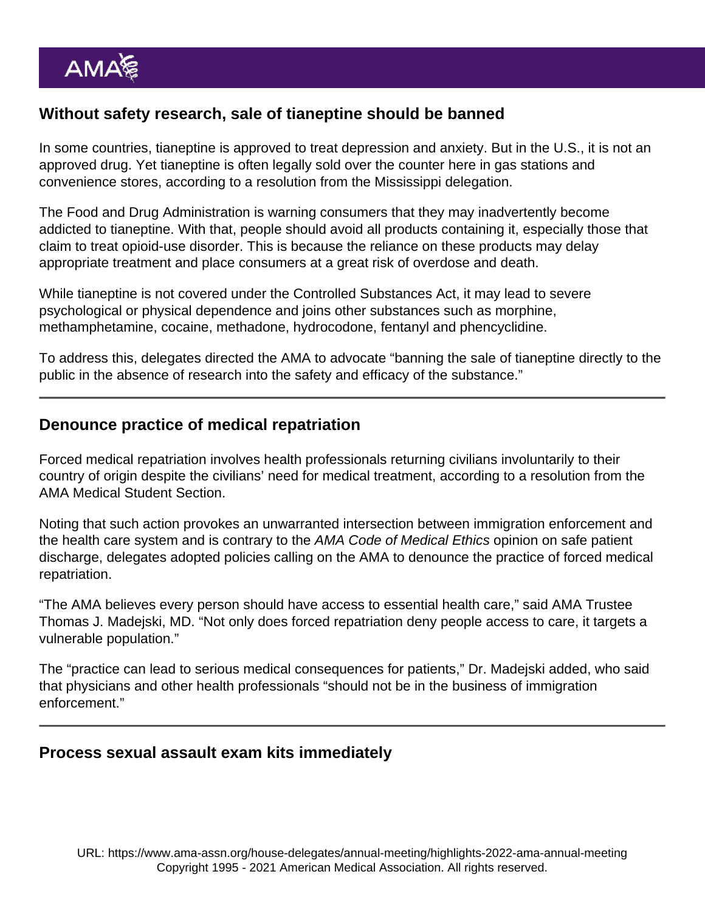## Without safety research, sale of tianeptine should be banned

In some countries, tianeptine is approved to treat depression and anxiety. But in the U.S., it is not an approved drug. Yet tianeptine is often legally sold over the counter here in gas stations and convenience stores, according to a resolution from the Mississippi delegation.

The Food and Drug Administration is warning consumers that they may inadvertently become addicted to tianeptine. With that, people should avoid all products containing it, especially those that claim to treat opioid-use disorder. This is because the reliance on these products may delay appropriate treatment and place consumers at a great risk of overdose and death.

While tianeptine is not covered under the Controlled Substances Act, it may lead to severe psychological or physical dependence and joins other substances such as morphine, methamphetamine, cocaine, methadone, hydrocodone, fentanyl and phencyclidine.

To address this, delegates directed the AMA to advocate “banning the sale of tianeptine directly to the public in the absence of research into the safety and efficacy of the substance.”

---

## Denounce practice of medical repatriation

Forced medical repatriation involves health professionals returning civilians involuntarily to their country of origin despite the civilians’ need for medical treatment, according to a resolution from the AMA Medical Student Section.

Noting that such action provokes an unwarranted intersection between immigration enforcement and the health care system and is contrary to the *AMA Code of Medical Ethics* opinion on safe patient discharge, delegates adopted policies calling on the AMA to denounce the practice of forced medical repatriation.

“The AMA believes every person should have access to essential health care,” said AMA Trustee Thomas J. Madejski, MD. “Not only does forced repatriation deny people access to care, it targets a vulnerable population.”

The “practice can lead to serious medical consequences for patients,” Dr. Madejski added, who said that physicians and other health professionals “should not be in the business of immigration enforcement.”

---

## Process sexual assault exam kits immediately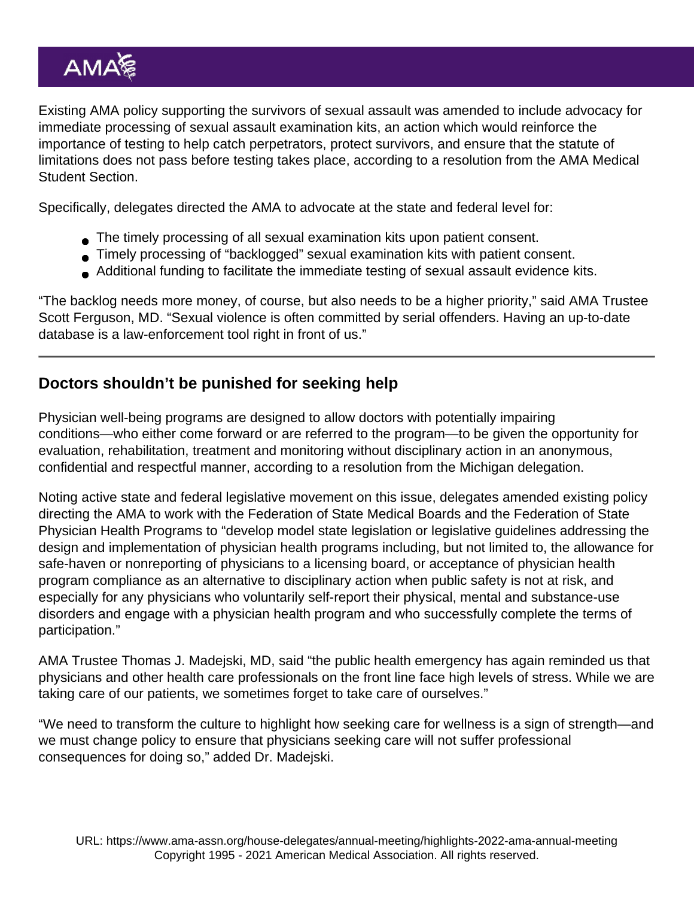Existing AMA policy supporting the survivors of sexual assault was amended to include advocacy for immediate processing of sexual assault examination kits, an action which would reinforce the importance of testing to help catch perpetrators, protect survivors, and ensure that the statute of limitations does not pass before testing takes place, according to a resolution from the AMA Medical Student Section.

Specifically, delegates directed the AMA to advocate at the state and federal level for:

- The timely processing of all sexual examination kits upon patient consent.
- Timely processing of "backlogged" sexual examination kits with patient consent.
- Additional funding to facilitate the immediate testing of sexual assault evidence kits.

"The backlog needs more money, of course, but also needs to be a higher priority," said AMA Trustee Scott Ferguson, MD. "Sexual violence is often committed by serial offenders. Having an up-to-date database is a law-enforcement tool right in front of us."

---

## Doctors shouldn't be punished for seeking help

Physician well-being programs are designed to allow doctors with potentially impairing conditions—who either come forward or are referred to the program—to be given the opportunity for evaluation, rehabilitation, treatment and monitoring without disciplinary action in an anonymous, confidential and respectful manner, according to a resolution from the Michigan delegation.

Noting active state and federal legislative movement on this issue, delegates amended existing policy directing the AMA to work with the Federation of State Medical Boards and the Federation of State Physician Health Programs to "develop model state legislation or legislative guidelines addressing the design and implementation of physician health programs including, but not limited to, the allowance for safe-haven or nonreporting of physicians to a licensing board, or acceptance of physician health program compliance as an alternative to disciplinary action when public safety is not at risk, and especially for any physicians who voluntarily self-report their physical, mental and substance-use disorders and engage with a physician health program and who successfully complete the terms of participation."

AMA Trustee Thomas J. Madejski, MD, said "the public health emergency has again reminded us that physicians and other health care professionals on the front line face high levels of stress. While we are taking care of our patients, we sometimes forget to take care of ourselves."

"We need to transform the culture to highlight how seeking care for wellness is a sign of strength—and we must change policy to ensure that physicians seeking care will not suffer professional consequences for doing so," added Dr. Madejski.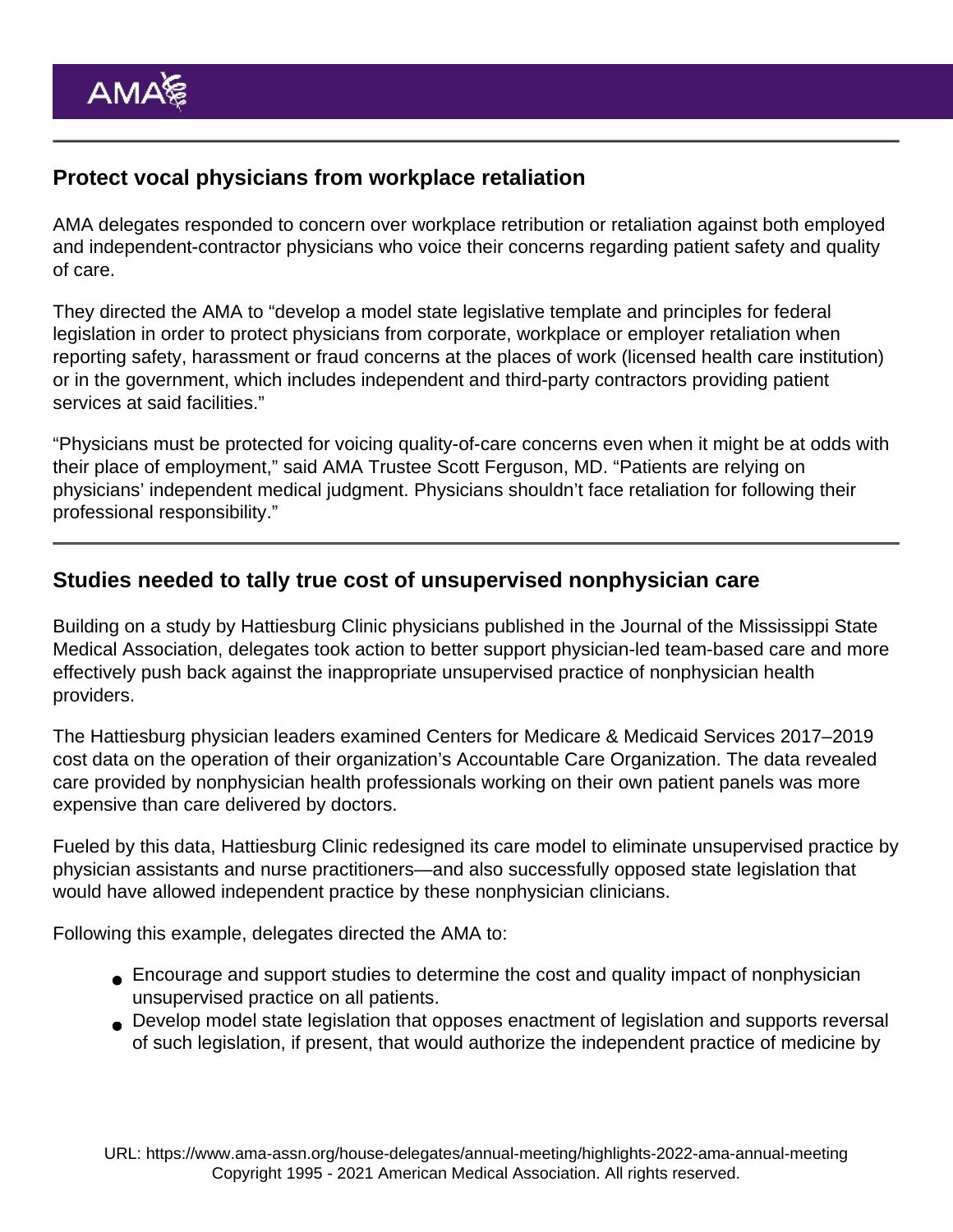## Protect vocal physicians from workplace retaliation

AMA delegates responded to concern over workplace retribution or retaliation against both employed and independent-contractor physicians who voice their concerns regarding patient safety and quality of care.

They directed the AMA to "develop a model state legislative template and principles for federal legislation in order to protect physicians from corporate, workplace or employer retaliation when reporting safety, harassment or fraud concerns at the places of work (licensed health care institution) or in the government, which includes independent and third-party contractors providing patient services at said facilities."

"Physicians must be protected for voicing quality-of-care concerns even when it might be at odds with their place of employment," said AMA Trustee Scott Ferguson, MD. "Patients are relying on physicians' independent medical judgment. Physicians shouldn't face retaliation for following their professional responsibility."

## Studies needed to tally true cost of unsupervised nonphysician care

Building on a study by Hattiesburg Clinic physicians published in the Journal of the Mississippi State Medical Association, delegates took action to better support physician-led team-based care and more effectively push back against the inappropriate unsupervised practice of nonphysician health providers.

The Hattiesburg physician leaders examined Centers for Medicare & Medicaid Services 2017–2019 cost data on the operation of their organization's Accountable Care Organization. The data revealed care provided by nonphysician health professionals working on their own patient panels was more expensive than care delivered by doctors.

Fueled by this data, Hattiesburg Clinic redesigned its care model to eliminate unsupervised practice by physician assistants and nurse practitioners—and also successfully opposed state legislation that would have allowed independent practice by these nonphysician clinicians.

Following this example, delegates directed the AMA to:

- Encourage and support studies to determine the cost and quality impact of nonphysician unsupervised practice on all patients.
- Develop model state legislation that opposes enactment of legislation and supports reversal of such legislation, if present, that would authorize the independent practice of medicine by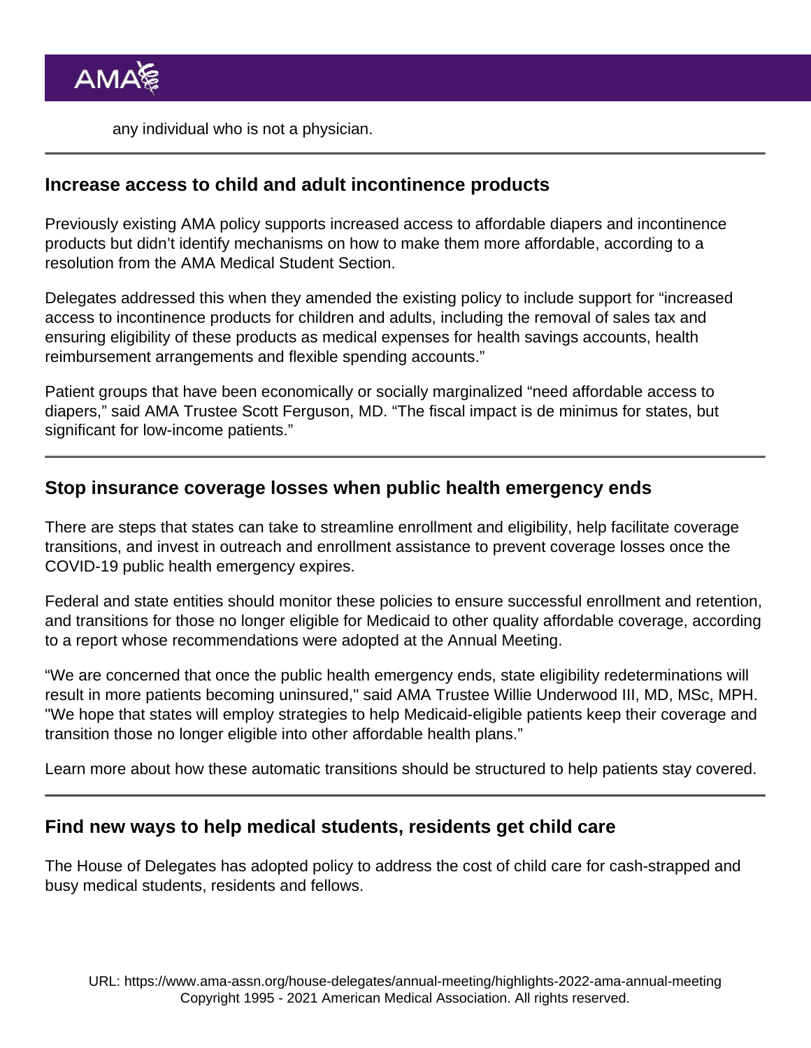any individual who is not a physician.

## Increase access to child and adult incontinence products

Previously existing AMA policy supports increased access to affordable diapers and incontinence products but didn't identify mechanisms on how to make them more affordable, according to a resolution from the AMA Medical Student Section.

Delegates addressed this when they amended the existing policy to include support for "increased access to incontinence products for children and adults, including the removal of sales tax and ensuring eligibility of these products as medical expenses for health savings accounts, health reimbursement arrangements and flexible spending accounts."

Patient groups that have been economically or socially marginalized "need affordable access to diapers," said AMA Trustee Scott Ferguson, MD. "The fiscal impact is de minimus for states, but significant for low-income patients."

## Stop insurance coverage losses when public health emergency ends

There are steps that states can take to streamline enrollment and eligibility, help facilitate coverage transitions, and invest in outreach and enrollment assistance to prevent coverage losses once the COVID-19 public health emergency expires.

Federal and state entities should monitor these policies to ensure successful enrollment and retention, and transitions for those no longer eligible for Medicaid to other quality affordable coverage, according to a report whose recommendations were adopted at the Annual Meeting.

"We are concerned that once the public health emergency ends, state eligibility redeterminations will result in more patients becoming uninsured," said AMA Trustee Willie Underwood III, MD, MSc, MPH. "We hope that states will employ strategies to help Medicaid-eligible patients keep their coverage and transition those no longer eligible into other affordable health plans."

Learn more about how these automatic transitions should be structured to help patients stay covered.

## Find new ways to help medical students, residents get child care

The House of Delegates has adopted policy to address the cost of child care for cash-strapped and busy medical students, residents and fellows.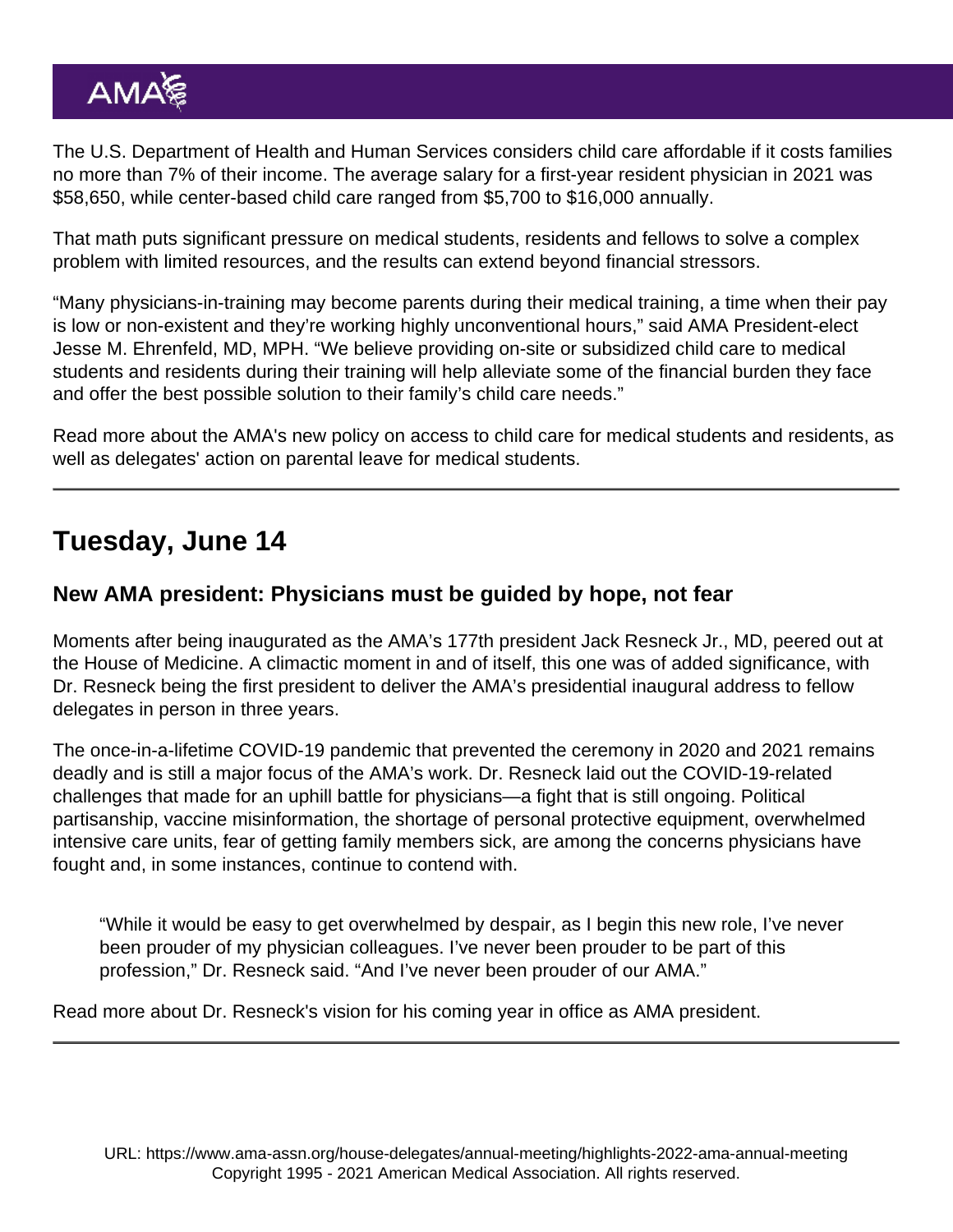The U.S. Department of Health and Human Services considers child care affordable if it costs families no more than 7% of their income. The average salary for a first-year resident physician in 2021 was $58,650, while center-based child care ranged from $5,700 to $16,000 annually.

That math puts significant pressure on medical students, residents and fellows to solve a complex problem with limited resources, and the results can extend beyond financial stressors.

"Many physicians-in-training may become parents during their medical training, a time when their pay is low or non-existent and they're working highly unconventional hours," said AMA President-elect Jesse M. Ehrenfeld, MD, MPH. "We believe providing on-site or subsidized child care to medical students and residents during their training will help alleviate some of the financial burden they face and offer the best possible solution to their family's child care needs."

Read more about the AMA's new policy on access to child care for medical students and residents, as well as delegates' action on parental leave for medical students.

---

## Tuesday, June 14

### New AMA president: Physicians must be guided by hope, not fear

Moments after being inaugurated as the AMA's 177th president Jack Resneck Jr., MD, peered out at the House of Medicine. A climactic moment in and of itself, this one was of added significance, with Dr. Resneck being the first president to deliver the AMA's presidential inaugural address to fellow delegates in person in three years.

The once-in-a-lifetime COVID-19 pandemic that prevented the ceremony in 2020 and 2021 remains deadly and is still a major focus of the AMA's work. Dr. Resneck laid out the COVID-19-related challenges that made for an uphill battle for physicians—a fight that is still ongoing. Political partisanship, vaccine misinformation, the shortage of personal protective equipment, overwhelmed intensive care units, fear of getting family members sick, are among the concerns physicians have fought and, in some instances, continue to contend with.

> "While it would be easy to get overwhelmed by despair, as I begin this new role, I've never been prouder of my physician colleagues. I've never been prouder to be part of this profession," Dr. Resneck said. "And I've never been prouder of our AMA."

Read more about Dr. Resneck's vision for his coming year in office as AMA president.

---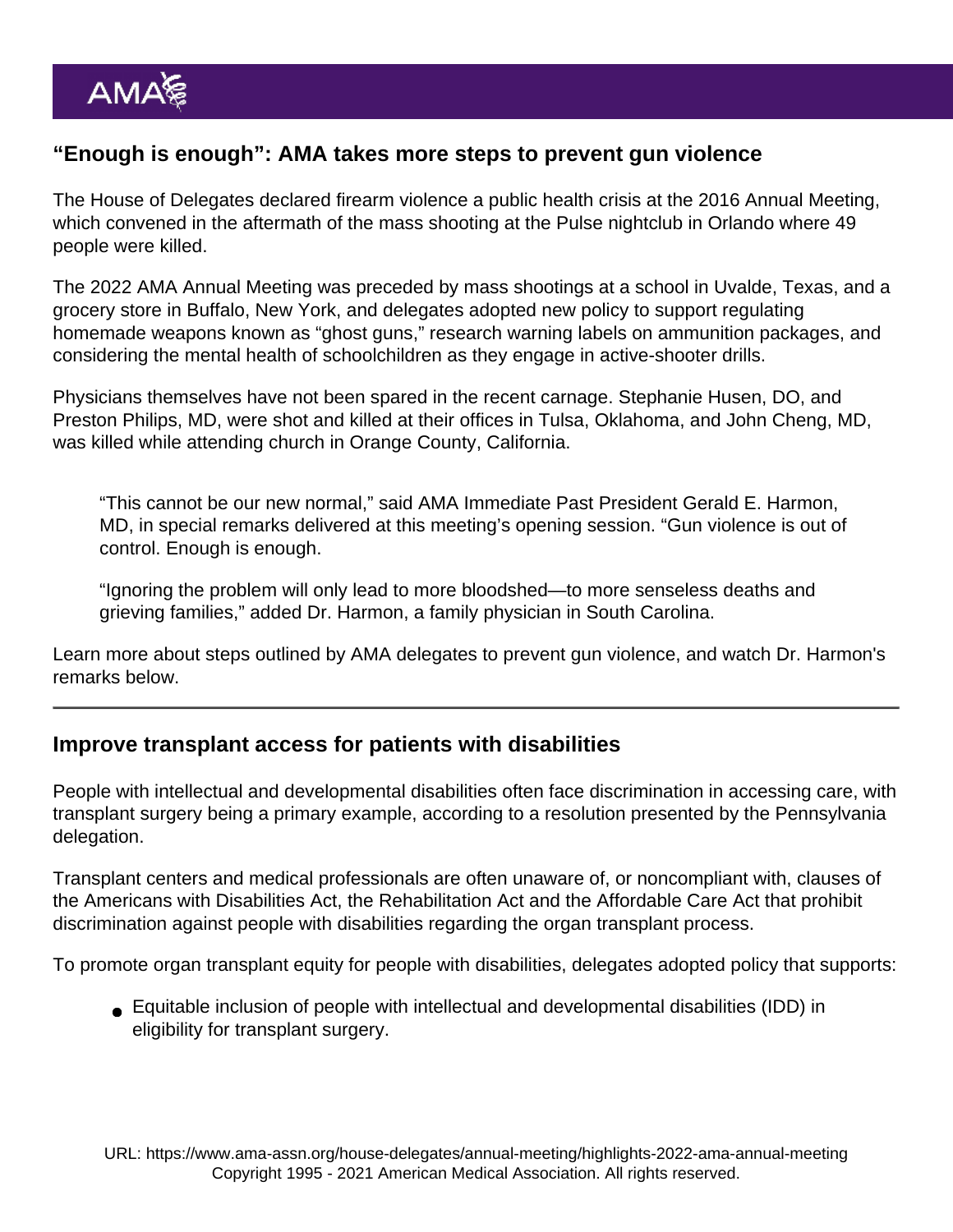## “Enough is enough”: AMA takes more steps to prevent gun violence

The House of Delegates declared firearm violence a public health crisis at the 2016 Annual Meeting, which convened in the aftermath of the mass shooting at the Pulse nightclub in Orlando where 49 people were killed.

The 2022 AMA Annual Meeting was preceded by mass shootings at a school in Uvalde, Texas, and a grocery store in Buffalo, New York, and delegates adopted new policy to support regulating homemade weapons known as “ghost guns,” research warning labels on ammunition packages, and considering the mental health of schoolchildren as they engage in active-shooter drills.

Physicians themselves have not been spared in the recent carnage. Stephanie Husen, DO, and Preston Philips, MD, were shot and killed at their offices in Tulsa, Oklahoma, and John Cheng, MD, was killed while attending church in Orange County, California.

> “This cannot be our new normal,” said AMA Immediate Past President Gerald E. Harmon, MD, in special remarks delivered at this meeting’s opening session. “Gun violence is out of control. Enough is enough.
>
> “Ignoring the problem will only lead to more bloodshed—to more senseless deaths and grieving families,” added Dr. Harmon, a family physician in South Carolina.

Learn more about steps outlined by AMA delegates to prevent gun violence, and watch Dr. Harmon's remarks below.

---

## Improve transplant access for patients with disabilities

People with intellectual and developmental disabilities often face discrimination in accessing care, with transplant surgery being a primary example, according to a resolution presented by the Pennsylvania delegation.

Transplant centers and medical professionals are often unaware of, or noncompliant with, clauses of the Americans with Disabilities Act, the Rehabilitation Act and the Affordable Care Act that prohibit discrimination against people with disabilities regarding the organ transplant process.

To promote organ transplant equity for people with disabilities, delegates adopted policy that supports:

- Equitable inclusion of people with intellectual and developmental disabilities (IDD) in eligibility for transplant surgery.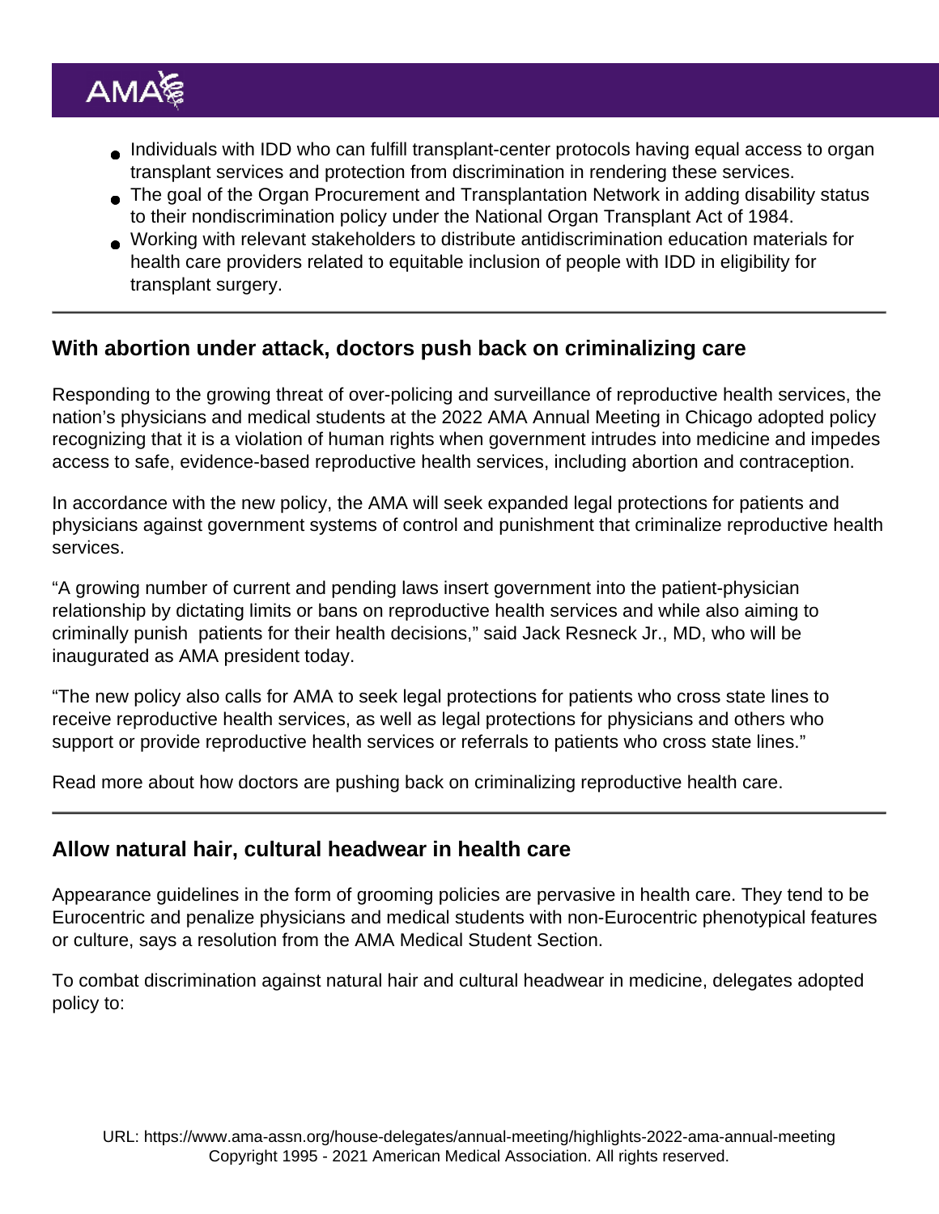- Individuals with IDD who can fulfill transplant-center protocols having equal access to organ transplant services and protection from discrimination in rendering these services.
- The goal of the Organ Procurement and Transplantation Network in adding disability status to their nondiscrimination policy under the National Organ Transplant Act of 1984.
- Working with relevant stakeholders to distribute antidiscrimination education materials for health care providers related to equitable inclusion of people with IDD in eligibility for transplant surgery.

---

## With abortion under attack, doctors push back on criminalizing care

Responding to the growing threat of over-policing and surveillance of reproductive health services, the nation's physicians and medical students at the 2022 AMA Annual Meeting in Chicago adopted policy recognizing that it is a violation of human rights when government intrudes into medicine and impedes access to safe, evidence-based reproductive health services, including abortion and contraception.

In accordance with the new policy, the AMA will seek expanded legal protections for patients and physicians against government systems of control and punishment that criminalize reproductive health services.

"A growing number of current and pending laws insert government into the patient-physician relationship by dictating limits or bans on reproductive health services and while also aiming to criminally punish patients for their health decisions," said Jack Resneck Jr., MD, who will be inaugurated as AMA president today.

"The new policy also calls for AMA to seek legal protections for patients who cross state lines to receive reproductive health services, as well as legal protections for physicians and others who support or provide reproductive health services or referrals to patients who cross state lines."

Read more about how doctors are pushing back on criminalizing reproductive health care.

---

## Allow natural hair, cultural headwear in health care

Appearance guidelines in the form of grooming policies are pervasive in health care. They tend to be Eurocentric and penalize physicians and medical students with non-Eurocentric phenotypical features or culture, says a resolution from the AMA Medical Student Section.

To combat discrimination against natural hair and cultural headwear in medicine, delegates adopted policy to: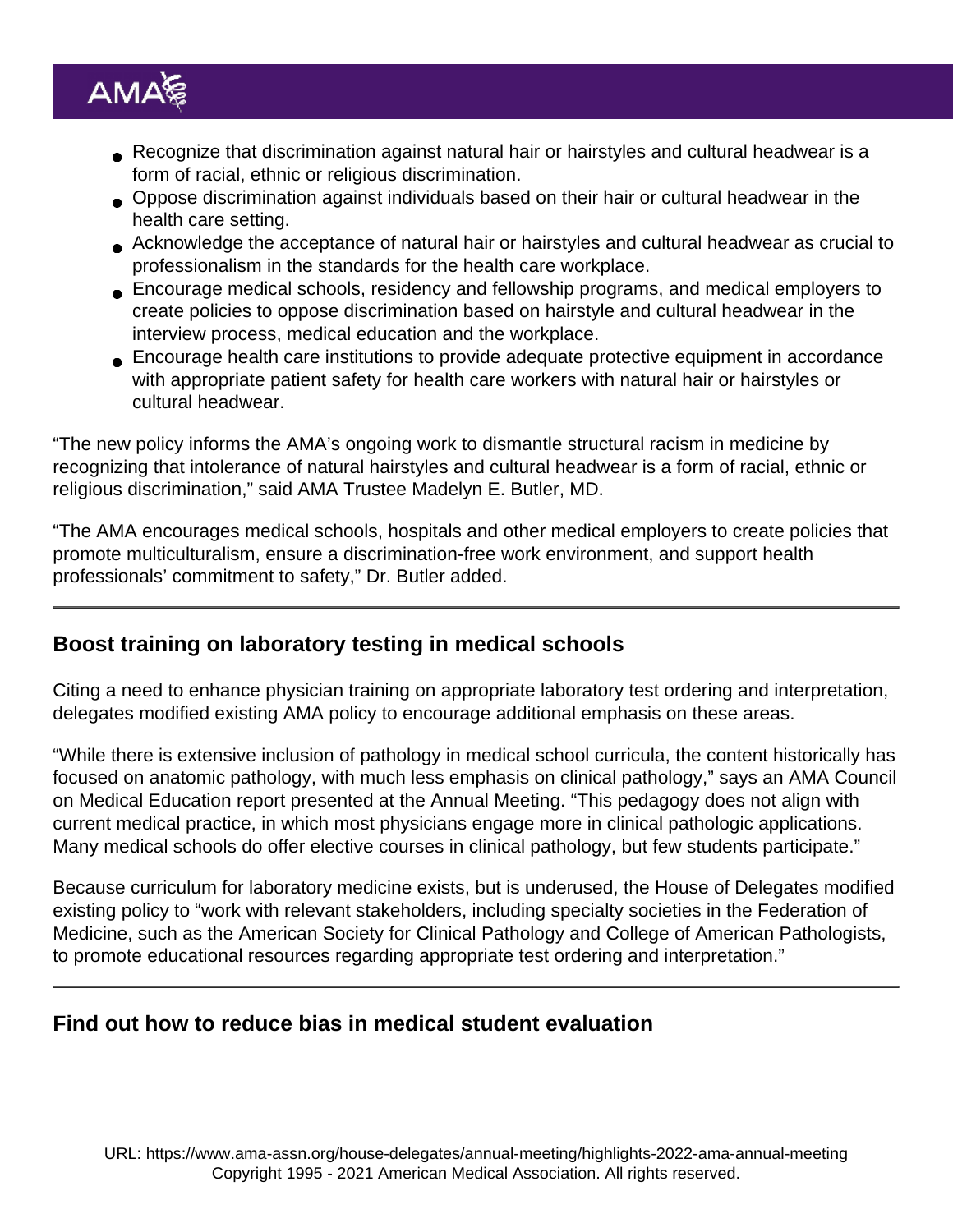- Recognize that discrimination against natural hair or hairstyles and cultural headwear is a form of racial, ethnic or religious discrimination.
- Oppose discrimination against individuals based on their hair or cultural headwear in the health care setting.
- Acknowledge the acceptance of natural hair or hairstyles and cultural headwear as crucial to professionalism in the standards for the health care workplace.
- Encourage medical schools, residency and fellowship programs, and medical employers to create policies to oppose discrimination based on hairstyle and cultural headwear in the interview process, medical education and the workplace.
- Encourage health care institutions to provide adequate protective equipment in accordance with appropriate patient safety for health care workers with natural hair or hairstyles or cultural headwear.

"The new policy informs the AMA's ongoing work to dismantle structural racism in medicine by recognizing that intolerance of natural hairstyles and cultural headwear is a form of racial, ethnic or religious discrimination," said AMA Trustee Madelyn E. Butler, MD.

"The AMA encourages medical schools, hospitals and other medical employers to create policies that promote multiculturalism, ensure a discrimination-free work environment, and support health professionals' commitment to safety," Dr. Butler added.

## Boost training on laboratory testing in medical schools

Citing a need to enhance physician training on appropriate laboratory test ordering and interpretation, delegates modified existing AMA policy to encourage additional emphasis on these areas.

"While there is extensive inclusion of pathology in medical school curricula, the content historically has focused on anatomic pathology, with much less emphasis on clinical pathology," says an AMA Council on Medical Education report presented at the Annual Meeting. "This pedagogy does not align with current medical practice, in which most physicians engage more in clinical pathologic applications. Many medical schools do offer elective courses in clinical pathology, but few students participate."

Because curriculum for laboratory medicine exists, but is underused, the House of Delegates modified existing policy to "work with relevant stakeholders, including specialty societies in the Federation of Medicine, such as the American Society for Clinical Pathology and College of American Pathologists, to promote educational resources regarding appropriate test ordering and interpretation."

## Find out how to reduce bias in medical student evaluation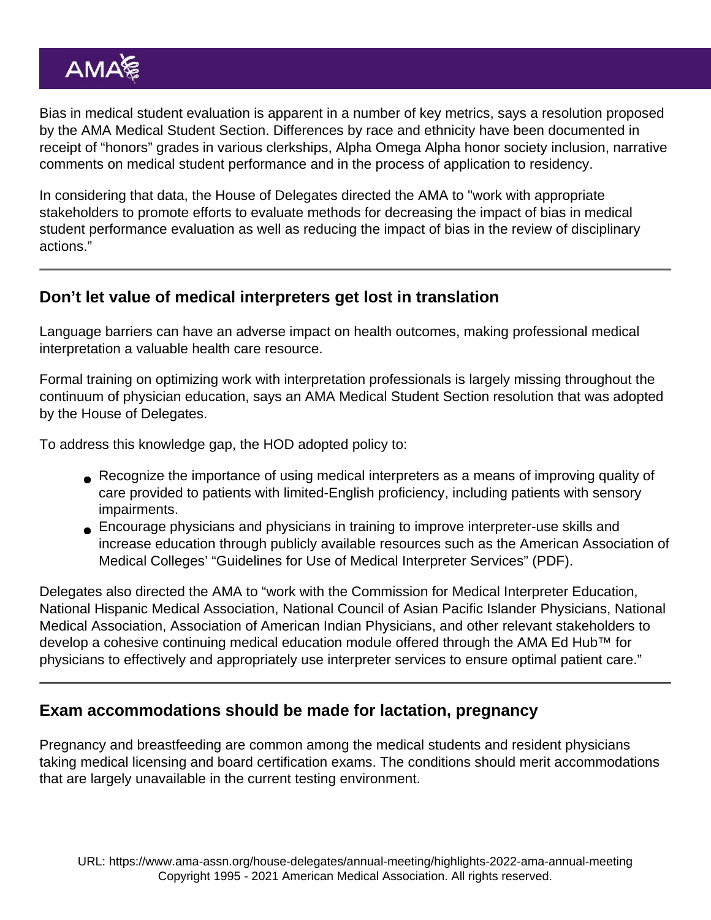Bias in medical student evaluation is apparent in a number of key metrics, says a resolution proposed by the AMA Medical Student Section. Differences by race and ethnicity have been documented in receipt of "honors" grades in various clerkships, Alpha Omega Alpha honor society inclusion, narrative comments on medical student performance and in the process of application to residency.

In considering that data, the House of Delegates directed the AMA to "work with appropriate stakeholders to promote efforts to evaluate methods for decreasing the impact of bias in medical student performance evaluation as well as reducing the impact of bias in the review of disciplinary actions."

## Don't let value of medical interpreters get lost in translation

Language barriers can have an adverse impact on health outcomes, making professional medical interpretation a valuable health care resource.

Formal training on optimizing work with interpretation professionals is largely missing throughout the continuum of physician education, says an AMA Medical Student Section resolution that was adopted by the House of Delegates.

To address this knowledge gap, the HOD adopted policy to:

- Recognize the importance of using medical interpreters as a means of improving quality of care provided to patients with limited-English proficiency, including patients with sensory impairments.
- Encourage physicians and physicians in training to improve interpreter-use skills and increase education through publicly available resources such as the American Association of Medical Colleges' "Guidelines for Use of Medical Interpreter Services" (PDF).

Delegates also directed the AMA to "work with the Commission for Medical Interpreter Education, National Hispanic Medical Association, National Council of Asian Pacific Islander Physicians, National Medical Association, Association of American Indian Physicians, and other relevant stakeholders to develop a cohesive continuing medical education module offered through the AMA Ed Hub™ for physicians to effectively and appropriately use interpreter services to ensure optimal patient care."

## Exam accommodations should be made for lactation, pregnancy

Pregnancy and breastfeeding are common among the medical students and resident physicians taking medical licensing and board certification exams. The conditions should merit accommodations that are largely unavailable in the current testing environment.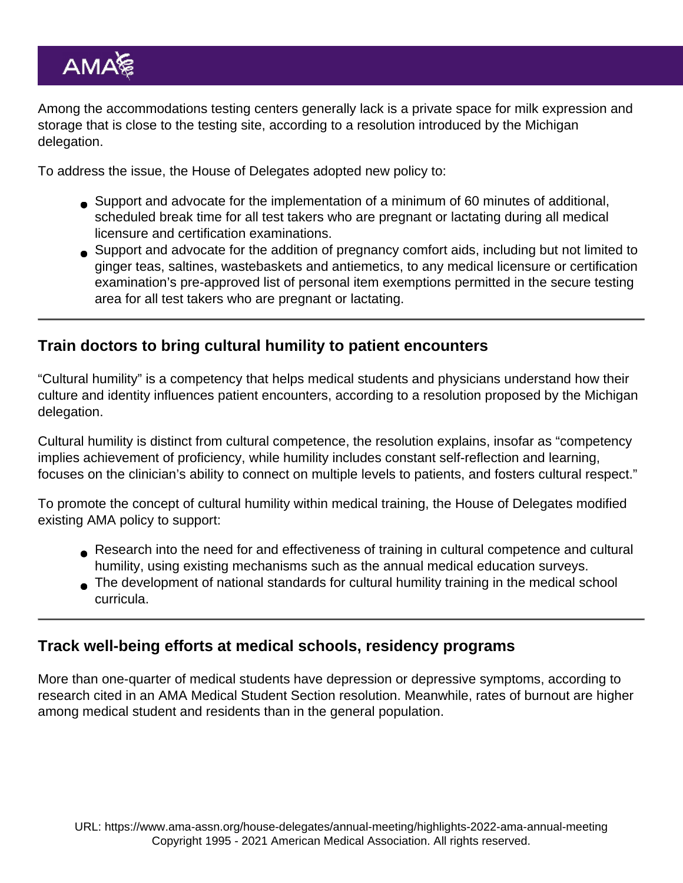Among the accommodations testing centers generally lack is a private space for milk expression and storage that is close to the testing site, according to a resolution introduced by the Michigan delegation.

To address the issue, the House of Delegates adopted new policy to:

- Support and advocate for the implementation of a minimum of 60 minutes of additional, scheduled break time for all test takers who are pregnant or lactating during all medical licensure and certification examinations.
- Support and advocate for the addition of pregnancy comfort aids, including but not limited to ginger teas, saltines, wastebaskets and antiemetics, to any medical licensure or certification examination's pre-approved list of personal item exemptions permitted in the secure testing area for all test takers who are pregnant or lactating.

---

## Train doctors to bring cultural humility to patient encounters

"Cultural humility" is a competency that helps medical students and physicians understand how their culture and identity influences patient encounters, according to a resolution proposed by the Michigan delegation.

Cultural humility is distinct from cultural competence, the resolution explains, insofar as "competency implies achievement of proficiency, while humility includes constant self-reflection and learning, focuses on the clinician's ability to connect on multiple levels to patients, and fosters cultural respect."

To promote the concept of cultural humility within medical training, the House of Delegates modified existing AMA policy to support:

- Research into the need for and effectiveness of training in cultural competence and cultural humility, using existing mechanisms such as the annual medical education surveys.
- The development of national standards for cultural humility training in the medical school curricula.

---

## Track well-being efforts at medical schools, residency programs

More than one-quarter of medical students have depression or depressive symptoms, according to research cited in an AMA Medical Student Section resolution. Meanwhile, rates of burnout are higher among medical student and residents than in the general population.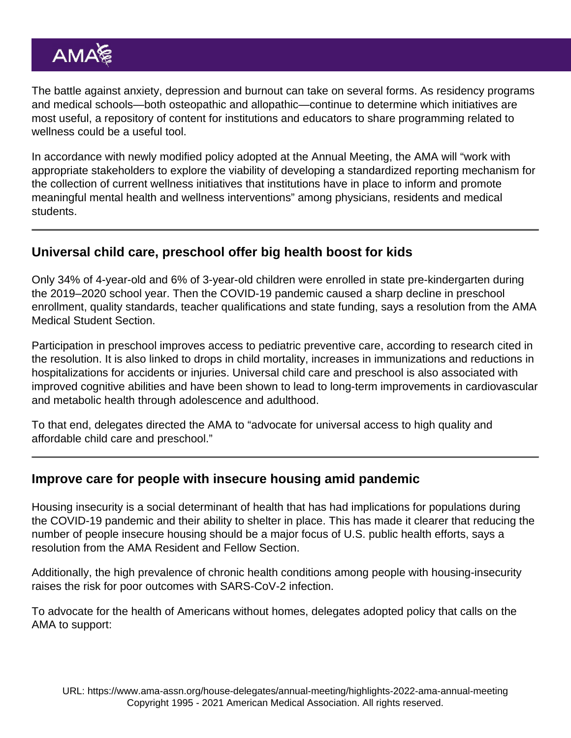The battle against anxiety, depression and burnout can take on several forms. As residency programs and medical schools—both osteopathic and allopathic—continue to determine which initiatives are most useful, a repository of content for institutions and educators to share programming related to wellness could be a useful tool.

In accordance with newly modified policy adopted at the Annual Meeting, the AMA will "work with appropriate stakeholders to explore the viability of developing a standardized reporting mechanism for the collection of current wellness initiatives that institutions have in place to inform and promote meaningful mental health and wellness interventions" among physicians, residents and medical students.

---

## Universal child care, preschool offer big health boost for kids

Only 34% of 4-year-old and 6% of 3-year-old children were enrolled in state pre-kindergarten during the 2019–2020 school year. Then the COVID-19 pandemic caused a sharp decline in preschool enrollment, quality standards, teacher qualifications and state funding, says a resolution from the AMA Medical Student Section.

Participation in preschool improves access to pediatric preventive care, according to research cited in the resolution. It is also linked to drops in child mortality, increases in immunizations and reductions in hospitalizations for accidents or injuries. Universal child care and preschool is also associated with improved cognitive abilities and have been shown to lead to long-term improvements in cardiovascular and metabolic health through adolescence and adulthood.

To that end, delegates directed the AMA to "advocate for universal access to high quality and affordable child care and preschool."

---

## Improve care for people with insecure housing amid pandemic

Housing insecurity is a social determinant of health that has had implications for populations during the COVID-19 pandemic and their ability to shelter in place. This has made it clearer that reducing the number of people insecure housing should be a major focus of U.S. public health efforts, says a resolution from the AMA Resident and Fellow Section.

Additionally, the high prevalence of chronic health conditions among people with housing-insecurity raises the risk for poor outcomes with SARS-CoV-2 infection.

To advocate for the health of Americans without homes, delegates adopted policy that calls on the AMA to support: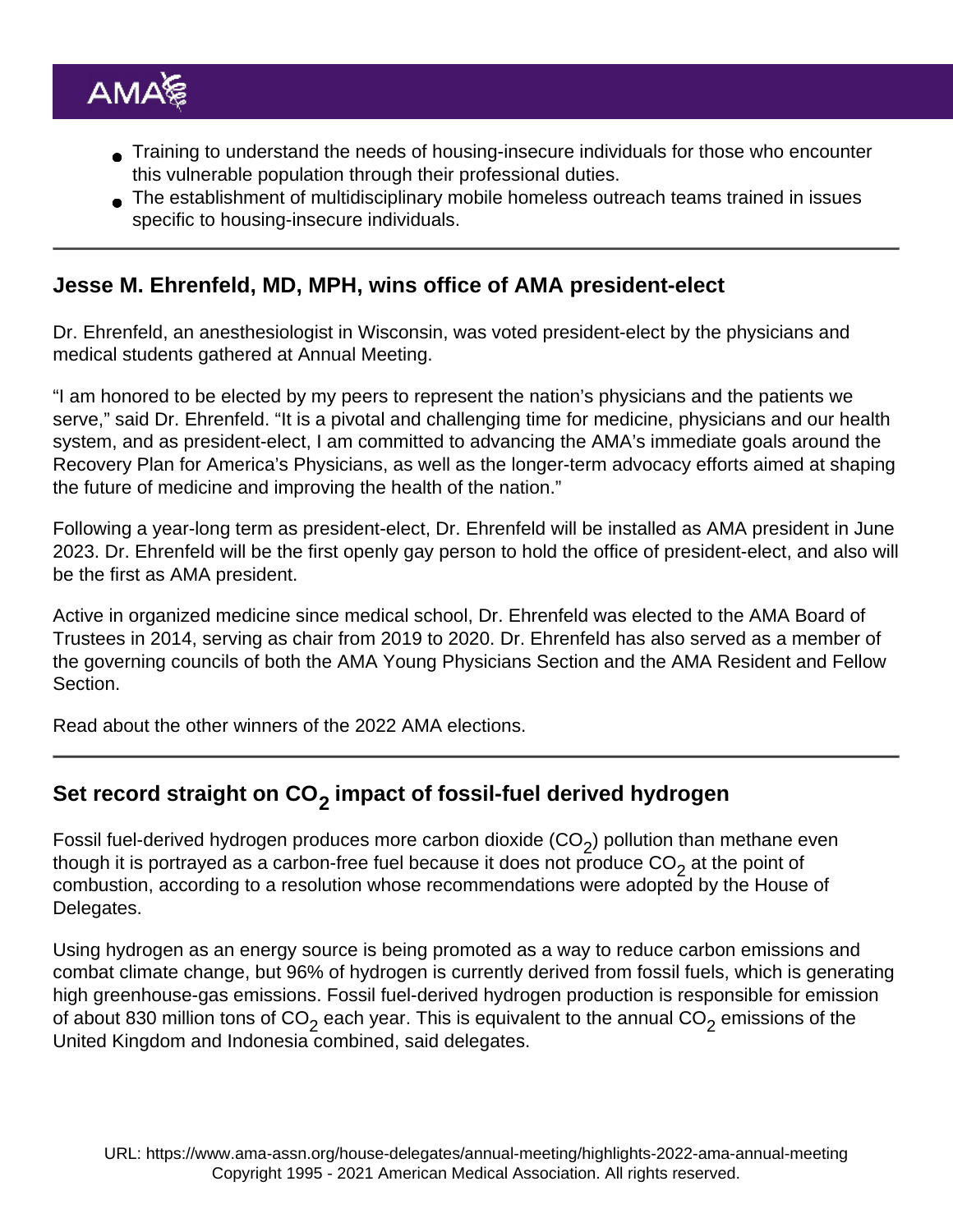- Training to understand the needs of housing-insecure individuals for those who encounter this vulnerable population through their professional duties.
- The establishment of multidisciplinary mobile homeless outreach teams trained in issues specific to housing-insecure individuals.

---

### Jesse M. Ehrenfeld, MD, MPH, wins office of AMA president-elect

Dr. Ehrenfeld, an anesthesiologist in Wisconsin, was voted president-elect by the physicians and medical students gathered at Annual Meeting.

"I am honored to be elected by my peers to represent the nation's physicians and the patients we serve," said Dr. Ehrenfeld. "It is a pivotal and challenging time for medicine, physicians and our health system, and as president-elect, I am committed to advancing the AMA's immediate goals around the Recovery Plan for America's Physicians, as well as the longer-term advocacy efforts aimed at shaping the future of medicine and improving the health of the nation."

Following a year-long term as president-elect, Dr. Ehrenfeld will be installed as AMA president in June 2023. Dr. Ehrenfeld will be the first openly gay person to hold the office of president-elect, and also will be the first as AMA president.

Active in organized medicine since medical school, Dr. Ehrenfeld was elected to the AMA Board of Trustees in 2014, serving as chair from 2019 to 2020. Dr. Ehrenfeld has also served as a member of the governing councils of both the AMA Young Physicians Section and the AMA Resident and Fellow Section.

Read about the other winners of the 2022 AMA elections.

---

### Set record straight on $CO_2$ impact of fossil-fuel derived hydrogen

Fossil fuel-derived hydrogen produces more carbon dioxide ($CO_2$) pollution than methane even though it is portrayed as a carbon-free fuel because it does not produce $CO_2$ at the point of combustion, according to a resolution whose recommendations were adopted by the House of Delegates.

Using hydrogen as an energy source is being promoted as a way to reduce carbon emissions and combat climate change, but 96% of hydrogen is currently derived from fossil fuels, which is generating high greenhouse-gas emissions. Fossil fuel-derived hydrogen production is responsible for emission of about 830 million tons of $CO_2$ each year. This is equivalent to the annual $CO_2$ emissions of the United Kingdom and Indonesia combined, said delegates.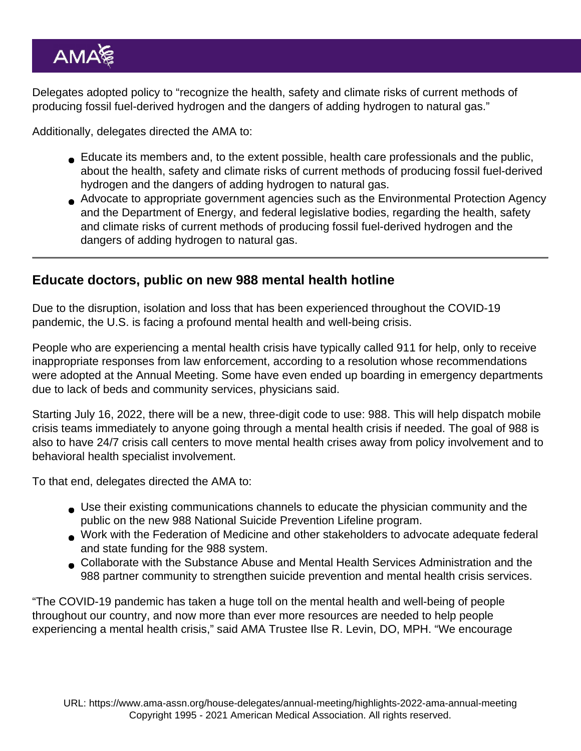Delegates adopted policy to “recognize the health, safety and climate risks of current methods of producing fossil fuel-derived hydrogen and the dangers of adding hydrogen to natural gas.”

Additionally, delegates directed the AMA to:

- Educate its members and, to the extent possible, health care professionals and the public, about the health, safety and climate risks of current methods of producing fossil fuel-derived hydrogen and the dangers of adding hydrogen to natural gas.
- Advocate to appropriate government agencies such as the Environmental Protection Agency and the Department of Energy, and federal legislative bodies, regarding the health, safety and climate risks of current methods of producing fossil fuel-derived hydrogen and the dangers of adding hydrogen to natural gas.

---

## Educate doctors, public on new 988 mental health hotline

Due to the disruption, isolation and loss that has been experienced throughout the COVID-19 pandemic, the U.S. is facing a profound mental health and well-being crisis.

People who are experiencing a mental health crisis have typically called 911 for help, only to receive inappropriate responses from law enforcement, according to a resolution whose recommendations were adopted at the Annual Meeting. Some have even ended up boarding in emergency departments due to lack of beds and community services, physicians said.

Starting July 16, 2022, there will be a new, three-digit code to use: 988. This will help dispatch mobile crisis teams immediately to anyone going through a mental health crisis if needed. The goal of 988 is also to have 24/7 crisis call centers to move mental health crises away from policy involvement and to behavioral health specialist involvement.

To that end, delegates directed the AMA to:

- Use their existing communications channels to educate the physician community and the public on the new 988 National Suicide Prevention Lifeline program.
- Work with the Federation of Medicine and other stakeholders to advocate adequate federal and state funding for the 988 system.
- Collaborate with the Substance Abuse and Mental Health Services Administration and the 988 partner community to strengthen suicide prevention and mental health crisis services.

“The COVID-19 pandemic has taken a huge toll on the mental health and well-being of people throughout our country, and now more than ever more resources are needed to help people experiencing a mental health crisis,” said AMA Trustee Ilse R. Levin, DO, MPH. “We encourage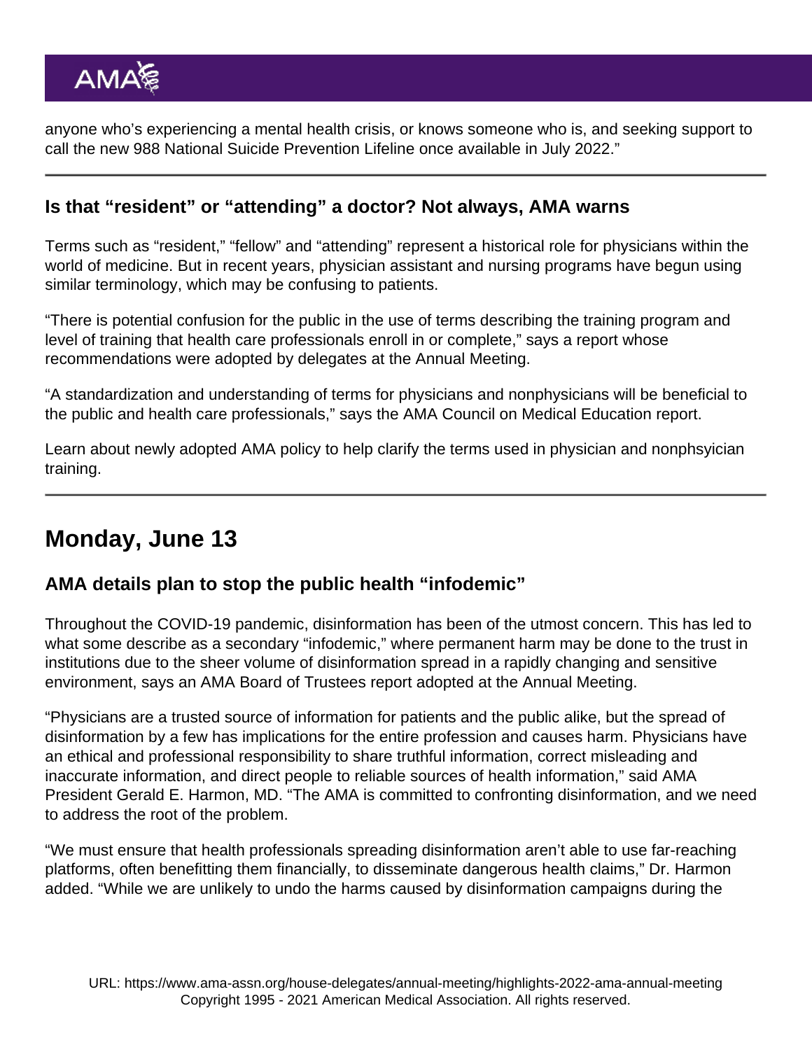anyone who's experiencing a mental health crisis, or knows someone who is, and seeking support to call the new 988 National Suicide Prevention Lifeline once available in July 2022."

---

### Is that "resident" or "attending" a doctor? Not always, AMA warns

Terms such as "resident," "fellow" and "attending" represent a historical role for physicians within the world of medicine. But in recent years, physician assistant and nursing programs have begun using similar terminology, which may be confusing to patients.

"There is potential confusion for the public in the use of terms describing the training program and level of training that health care professionals enroll in or complete," says a report whose recommendations were adopted by delegates at the Annual Meeting.

"A standardization and understanding of terms for physicians and nonphysicians will be beneficial to the public and health care professionals," says the AMA Council on Medical Education report.

Learn about newly adopted AMA policy to help clarify the terms used in physician and nonphsyician training.

---

## Monday, June 13

### AMA details plan to stop the public health "infodemic"

Throughout the COVID-19 pandemic, disinformation has been of the utmost concern. This has led to what some describe as a secondary "infodemic," where permanent harm may be done to the trust in institutions due to the sheer volume of disinformation spread in a rapidly changing and sensitive environment, says an AMA Board of Trustees report adopted at the Annual Meeting.

"Physicians are a trusted source of information for patients and the public alike, but the spread of disinformation by a few has implications for the entire profession and causes harm. Physicians have an ethical and professional responsibility to share truthful information, correct misleading and inaccurate information, and direct people to reliable sources of health information," said AMA President Gerald E. Harmon, MD. "The AMA is committed to confronting disinformation, and we need to address the root of the problem.

"We must ensure that health professionals spreading disinformation aren't able to use far-reaching platforms, often benefitting them financially, to disseminate dangerous health claims," Dr. Harmon added. "While we are unlikely to undo the harms caused by disinformation campaigns during the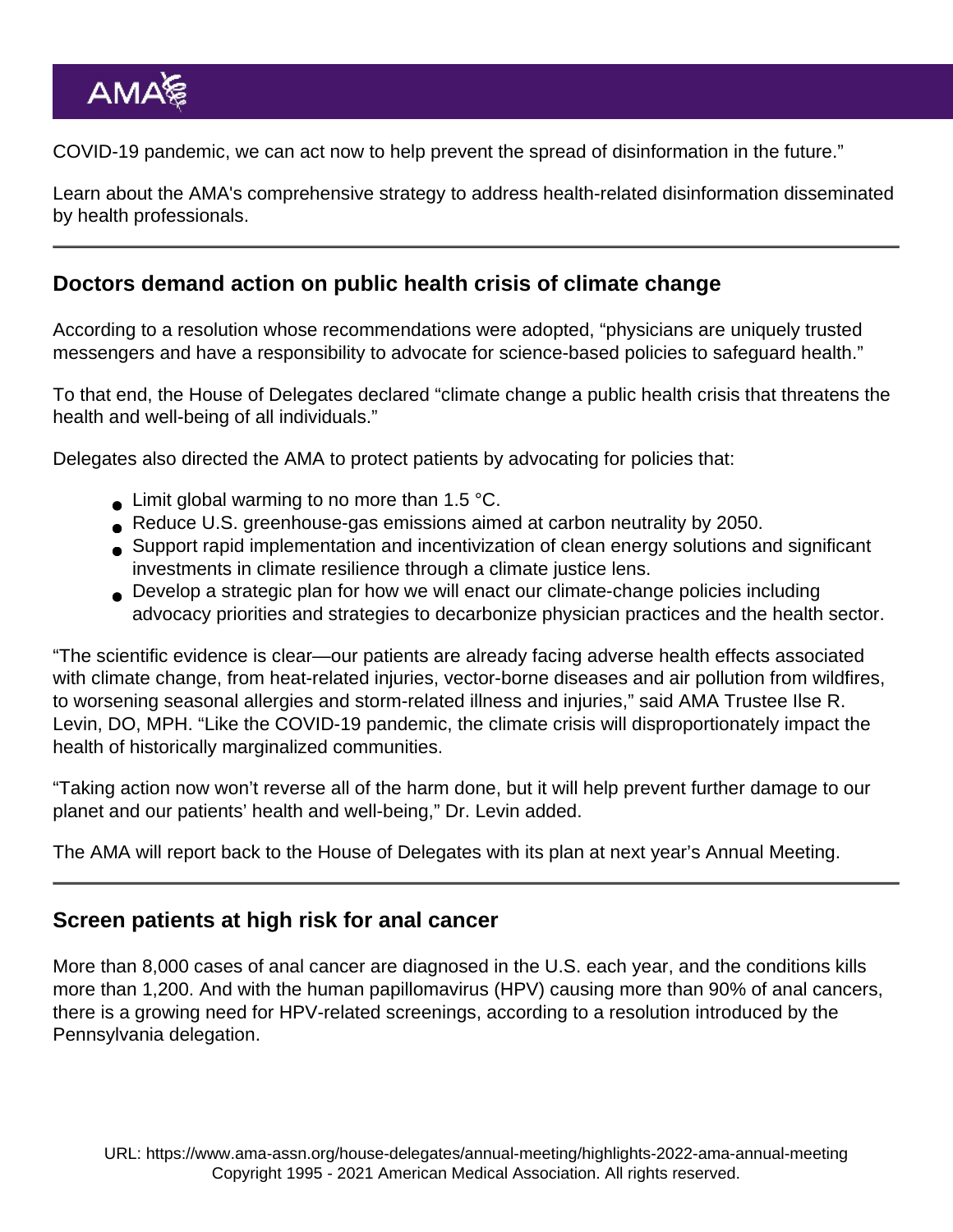COVID-19 pandemic, we can act now to help prevent the spread of disinformation in the future."

Learn about the AMA's comprehensive strategy to address health-related disinformation disseminated by health professionals.

---

## Doctors demand action on public health crisis of climate change

According to a resolution whose recommendations were adopted, "physicians are uniquely trusted messengers and have a responsibility to advocate for science-based policies to safeguard health."

To that end, the House of Delegates declared "climate change a public health crisis that threatens the health and well-being of all individuals."

Delegates also directed the AMA to protect patients by advocating for policies that:

- Limit global warming to no more than 1.5 °C.
- Reduce U.S. greenhouse-gas emissions aimed at carbon neutrality by 2050.
- Support rapid implementation and incentivization of clean energy solutions and significant investments in climate resilience through a climate justice lens.
- Develop a strategic plan for how we will enact our climate-change policies including advocacy priorities and strategies to decarbonize physician practices and the health sector.

"The scientific evidence is clear—our patients are already facing adverse health effects associated with climate change, from heat-related injuries, vector-borne diseases and air pollution from wildfires, to worsening seasonal allergies and storm-related illness and injuries," said AMA Trustee Ilse R. Levin, DO, MPH. "Like the COVID-19 pandemic, the climate crisis will disproportionately impact the health of historically marginalized communities.

"Taking action now won't reverse all of the harm done, but it will help prevent further damage to our planet and our patients' health and well-being," Dr. Levin added.

The AMA will report back to the House of Delegates with its plan at next year's Annual Meeting.

---

## Screen patients at high risk for anal cancer

More than 8,000 cases of anal cancer are diagnosed in the U.S. each year, and the conditions kills more than 1,200. And with the human papillomavirus (HPV) causing more than 90% of anal cancers, there is a growing need for HPV-related screenings, according to a resolution introduced by the Pennsylvania delegation.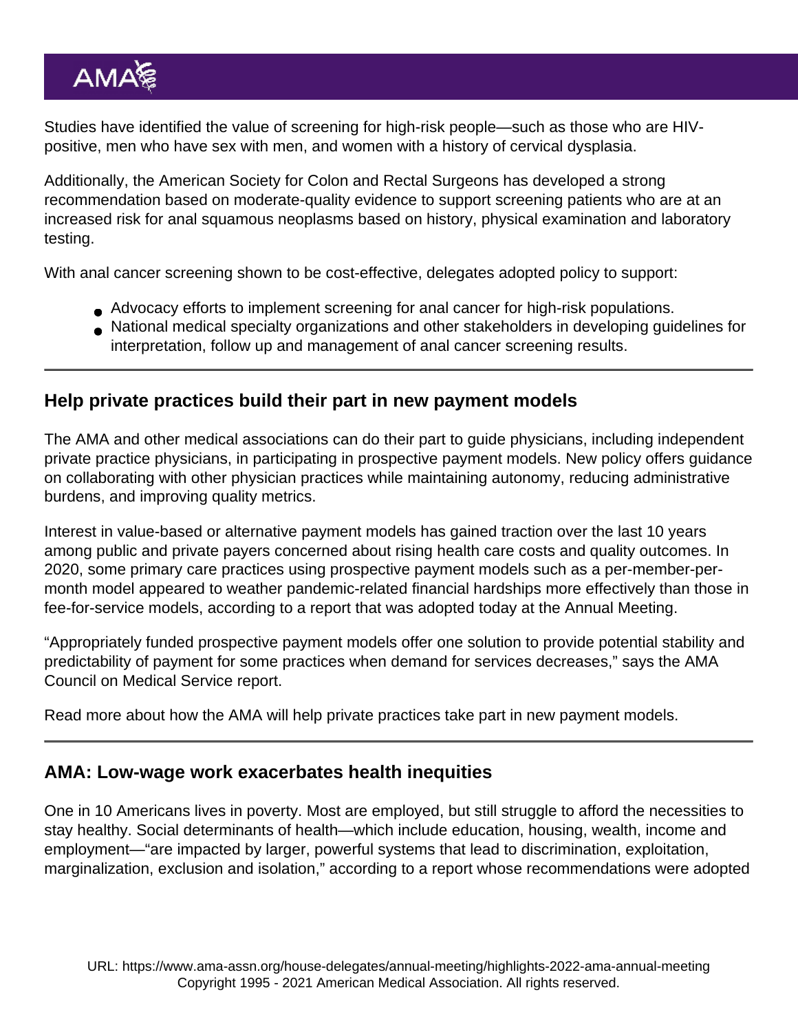Studies have identified the value of screening for high-risk people—such as those who are HIV-positive, men who have sex with men, and women with a history of cervical dysplasia.

Additionally, the American Society for Colon and Rectal Surgeons has developed a strong recommendation based on moderate-quality evidence to support screening patients who are at an increased risk for anal squamous neoplasms based on history, physical examination and laboratory testing.

With anal cancer screening shown to be cost-effective, delegates adopted policy to support:

- Advocacy efforts to implement screening for anal cancer for high-risk populations.
- National medical specialty organizations and other stakeholders in developing guidelines for interpretation, follow up and management of anal cancer screening results.

---

## Help private practices build their part in new payment models

The AMA and other medical associations can do their part to guide physicians, including independent private practice physicians, in participating in prospective payment models. New policy offers guidance on collaborating with other physician practices while maintaining autonomy, reducing administrative burdens, and improving quality metrics.

Interest in value-based or alternative payment models has gained traction over the last 10 years among public and private payers concerned about rising health care costs and quality outcomes. In 2020, some primary care practices using prospective payment models such as a per-member-per-month model appeared to weather pandemic-related financial hardships more effectively than those in fee-for-service models, according to a report that was adopted today at the Annual Meeting.

"Appropriately funded prospective payment models offer one solution to provide potential stability and predictability of payment for some practices when demand for services decreases," says the AMA Council on Medical Service report.

Read more about how the AMA will help private practices take part in new payment models.

---

## AMA: Low-wage work exacerbates health inequities

One in 10 Americans lives in poverty. Most are employed, but still struggle to afford the necessities to stay healthy. Social determinants of health—which include education, housing, wealth, income and employment—"are impacted by larger, powerful systems that lead to discrimination, exploitation, marginalization, exclusion and isolation," according to a report whose recommendations were adopted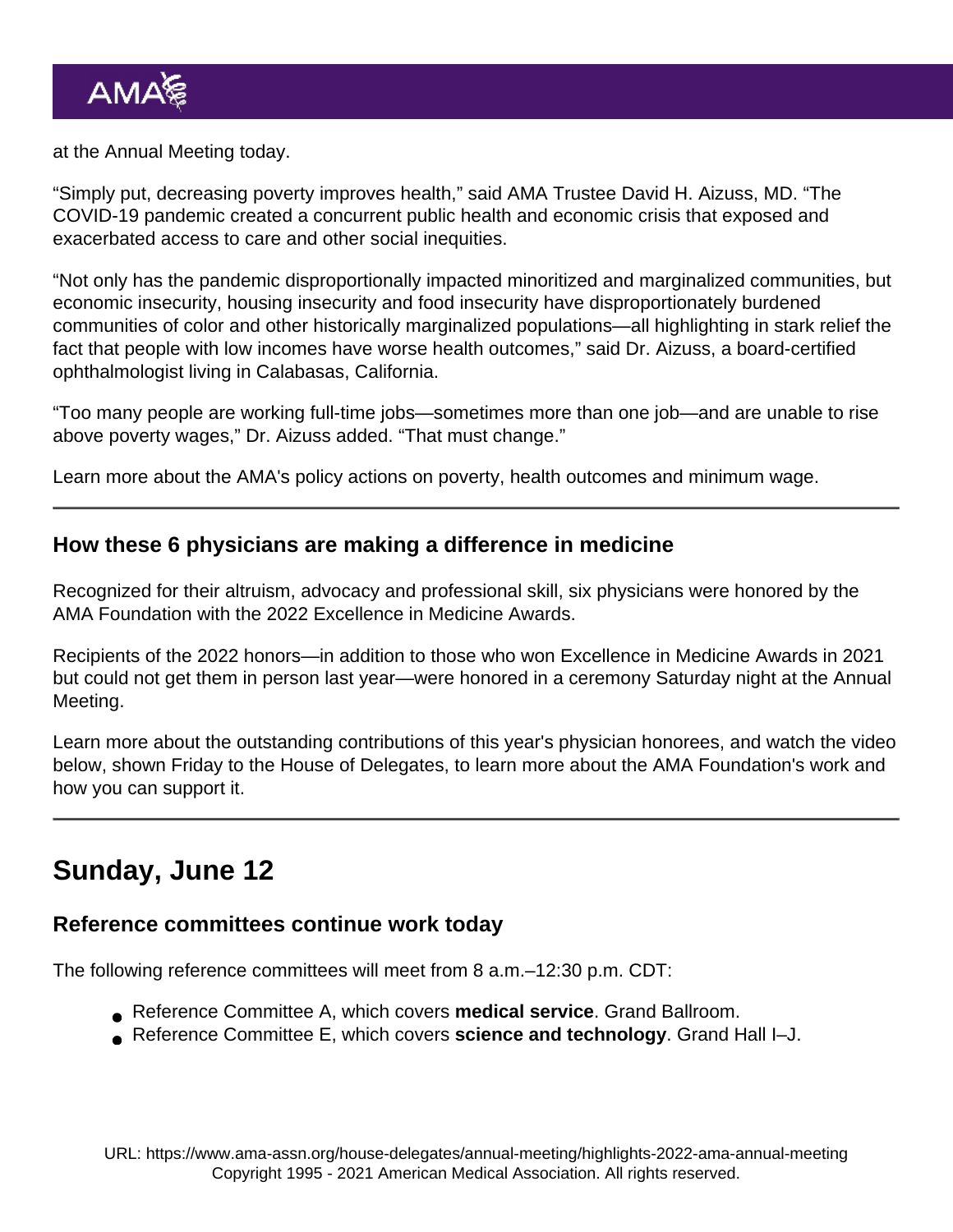at the Annual Meeting today.

“Simply put, decreasing poverty improves health,” said AMA Trustee David H. Aizuss, MD. “The COVID-19 pandemic created a concurrent public health and economic crisis that exposed and exacerbated access to care and other social inequities.

“Not only has the pandemic disproportionally impacted minoritized and marginalized communities, but economic insecurity, housing insecurity and food insecurity have disproportionately burdened communities of color and other historically marginalized populations—all highlighting in stark relief the fact that people with low incomes have worse health outcomes,” said Dr. Aizuss, a board-certified ophthalmologist living in Calabasas, California.

“Too many people are working full-time jobs—sometimes more than one job—and are unable to rise above poverty wages,” Dr. Aizuss added. “That must change.”

Learn more about the AMA's policy actions on poverty, health outcomes and minimum wage.

---

### How these 6 physicians are making a difference in medicine

Recognized for their altruism, advocacy and professional skill, six physicians were honored by the AMA Foundation with the 2022 Excellence in Medicine Awards.

Recipients of the 2022 honors—in addition to those who won Excellence in Medicine Awards in 2021 but could not get them in person last year—were honored in a ceremony Saturday night at the Annual Meeting.

Learn more about the outstanding contributions of this year's physician honorees, and watch the video below, shown Friday to the House of Delegates, to learn more about the AMA Foundation's work and how you can support it.

---

## Sunday, June 12

### Reference committees continue work today

The following reference committees will meet from 8 a.m.–12:30 p.m. CDT:

- Reference Committee A, which covers **medical service**. Grand Ballroom.
- Reference Committee E, which covers **science and technology**. Grand Hall I–J.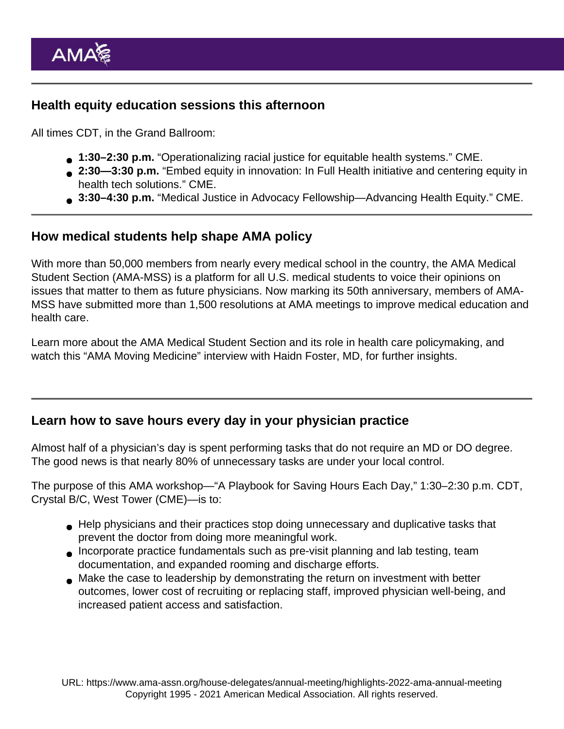## Health equity education sessions this afternoon

All times CDT, in the Grand Ballroom:

- **1:30–2:30 p.m.** “Operationalizing racial justice for equitable health systems.” CME.
- **2:30—3:30 p.m.** “Embed equity in innovation: In Full Health initiative and centering equity in health tech solutions.” CME.
- **3:30–4:30 p.m.** “Medical Justice in Advocacy Fellowship—Advancing Health Equity.” CME.

## How medical students help shape AMA policy

With more than 50,000 members from nearly every medical school in the country, the AMA Medical Student Section (AMA-MSS) is a platform for all U.S. medical students to voice their opinions on issues that matter to them as future physicians. Now marking its 50th anniversary, members of AMA-MSS have submitted more than 1,500 resolutions at AMA meetings to improve medical education and health care.

Learn more about the AMA Medical Student Section and its role in health care policymaking, and watch this “AMA Moving Medicine” interview with Haidn Foster, MD, for further insights.

## Learn how to save hours every day in your physician practice

Almost half of a physician’s day is spent performing tasks that do not require an MD or DO degree. The good news is that nearly 80% of unnecessary tasks are under your local control.

The purpose of this AMA workshop—“A Playbook for Saving Hours Each Day,” 1:30–2:30 p.m. CDT, Crystal B/C, West Tower (CME)—is to:

- Help physicians and their practices stop doing unnecessary and duplicative tasks that prevent the doctor from doing more meaningful work.
- Incorporate practice fundamentals such as pre-visit planning and lab testing, team documentation, and expanded rooming and discharge efforts.
- Make the case to leadership by demonstrating the return on investment with better outcomes, lower cost of recruiting or replacing staff, improved physician well-being, and increased patient access and satisfaction.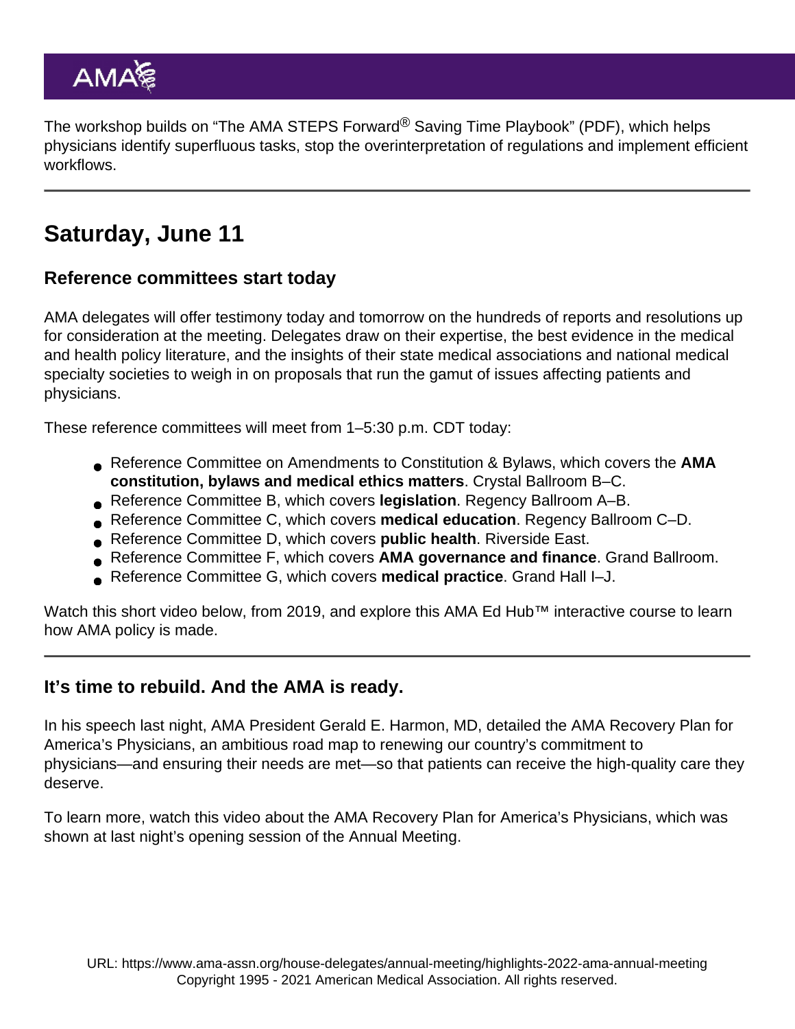The workshop builds on "The AMA STEPS Forward® Saving Time Playbook" (PDF), which helps physicians identify superfluous tasks, stop the overinterpretation of regulations and implement efficient workflows.

---

## Saturday, June 11

### Reference committees start today

AMA delegates will offer testimony today and tomorrow on the hundreds of reports and resolutions up for consideration at the meeting. Delegates draw on their expertise, the best evidence in the medical and health policy literature, and the insights of their state medical associations and national medical specialty societies to weigh in on proposals that run the gamut of issues affecting patients and physicians.

These reference committees will meet from 1–5:30 p.m. CDT today:

- Reference Committee on Amendments to Constitution & Bylaws, which covers the **AMA constitution, bylaws and medical ethics matters**. Crystal Ballroom B–C.
- Reference Committee B, which covers **legislation**. Regency Ballroom A–B.
- Reference Committee C, which covers **medical education**. Regency Ballroom C–D.
- Reference Committee D, which covers **public health**. Riverside East.
- Reference Committee F, which covers **AMA governance and finance**. Grand Ballroom.
- Reference Committee G, which covers **medical practice**. Grand Hall I–J.

Watch this short video below, from 2019, and explore this AMA Ed Hub™ interactive course to learn how AMA policy is made.

---

### It's time to rebuild. And the AMA is ready.

In his speech last night, AMA President Gerald E. Harmon, MD, detailed the AMA Recovery Plan for America's Physicians, an ambitious road map to renewing our country's commitment to physicians—and ensuring their needs are met—so that patients can receive the high-quality care they deserve.

To learn more, watch this video about the AMA Recovery Plan for America's Physicians, which was shown at last night's opening session of the Annual Meeting.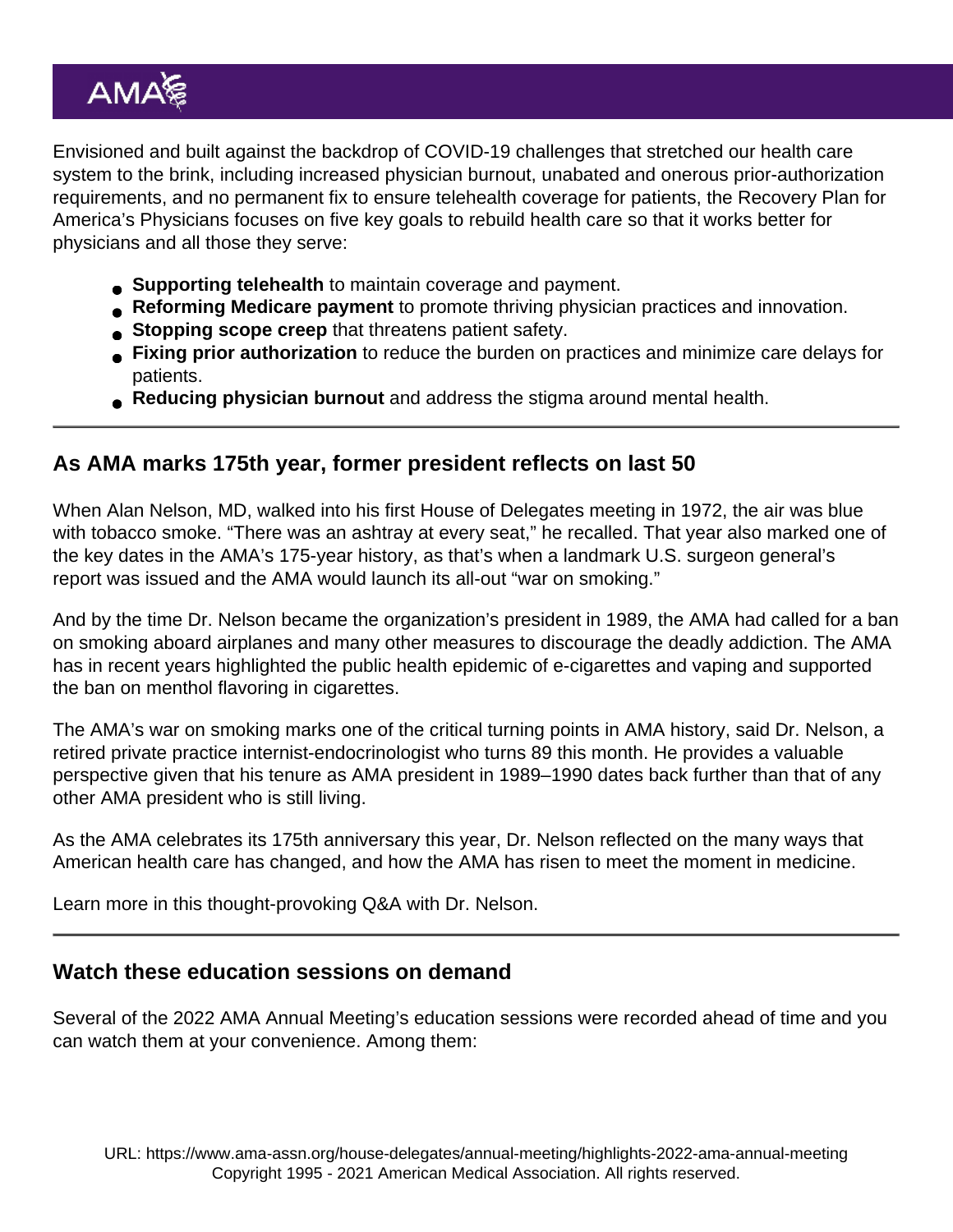Envisioned and built against the backdrop of COVID-19 challenges that stretched our health care system to the brink, including increased physician burnout, unabated and onerous prior-authorization requirements, and no permanent fix to ensure telehealth coverage for patients, the Recovery Plan for America's Physicians focuses on five key goals to rebuild health care so that it works better for physicians and all those they serve:

- **Supporting telehealth** to maintain coverage and payment.
- **Reforming Medicare payment** to promote thriving physician practices and innovation.
- **Stopping scope creep** that threatens patient safety.
- **Fixing prior authorization** to reduce the burden on practices and minimize care delays for patients.
- **Reducing physician burnout** and address the stigma around mental health.

---

## As AMA marks 175th year, former president reflects on last 50

When Alan Nelson, MD, walked into his first House of Delegates meeting in 1972, the air was blue with tobacco smoke. "There was an ashtray at every seat," he recalled. That year also marked one of the key dates in the AMA's 175-year history, as that's when a landmark U.S. surgeon general's report was issued and the AMA would launch its all-out "war on smoking."

And by the time Dr. Nelson became the organization's president in 1989, the AMA had called for a ban on smoking aboard airplanes and many other measures to discourage the deadly addiction. The AMA has in recent years highlighted the public health epidemic of e-cigarettes and vaping and supported the ban on menthol flavoring in cigarettes.

The AMA's war on smoking marks one of the critical turning points in AMA history, said Dr. Nelson, a retired private practice internist-endocrinologist who turns 89 this month. He provides a valuable perspective given that his tenure as AMA president in 1989–1990 dates back further than that of any other AMA president who is still living.

As the AMA celebrates its 175th anniversary this year, Dr. Nelson reflected on the many ways that American health care has changed, and how the AMA has risen to meet the moment in medicine.

Learn more in this thought-provoking Q&A with Dr. Nelson.

---

## Watch these education sessions on demand

Several of the 2022 AMA Annual Meeting's education sessions were recorded ahead of time and you can watch them at your convenience. Among them: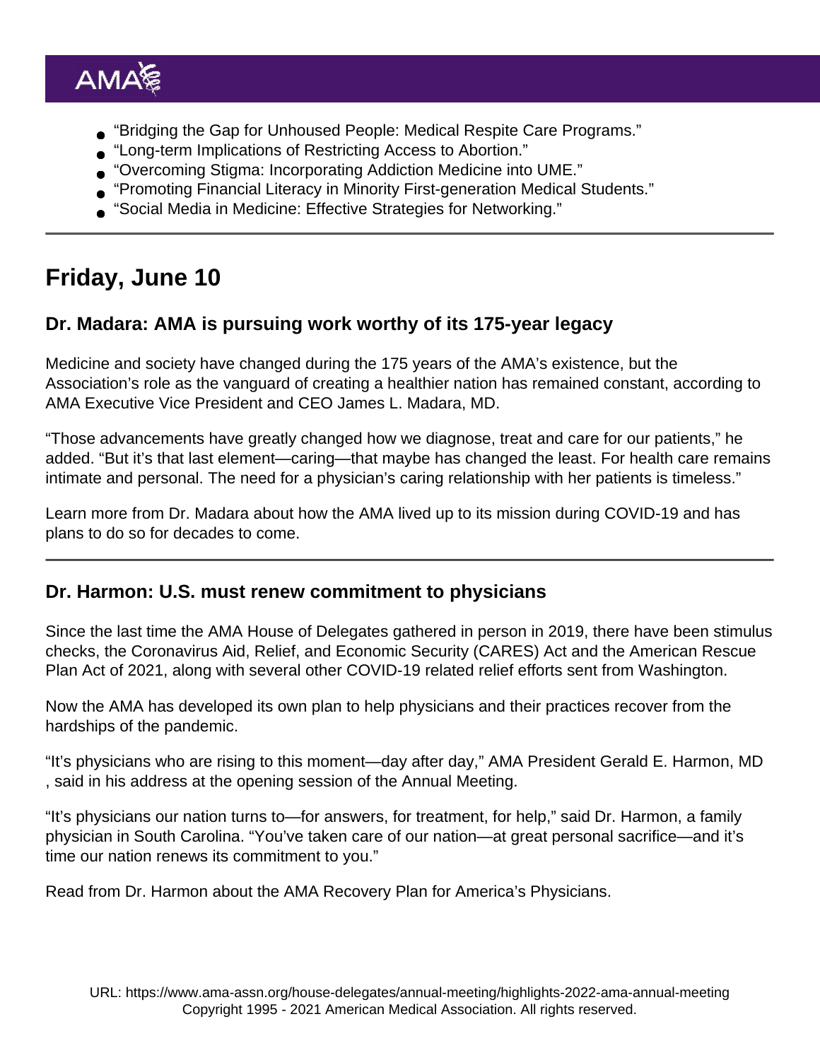- "Bridging the Gap for Unhoused People: Medical Respite Care Programs."
- "Long-term Implications of Restricting Access to Abortion."
- "Overcoming Stigma: Incorporating Addiction Medicine into UME."
- "Promoting Financial Literacy in Minority First-generation Medical Students."
- "Social Media in Medicine: Effective Strategies for Networking."

---

## Friday, June 10

### Dr. Madara: AMA is pursuing work worthy of its 175-year legacy

Medicine and society have changed during the 175 years of the AMA's existence, but the Association's role as the vanguard of creating a healthier nation has remained constant, according to AMA Executive Vice President and CEO James L. Madara, MD.

"Those advancements have greatly changed how we diagnose, treat and care for our patients," he added. "But it's that last element—caring—that maybe has changed the least. For health care remains intimate and personal. The need for a physician's caring relationship with her patients is timeless."

Learn more from Dr. Madara about how the AMA lived up to its mission during COVID-19 and has plans to do so for decades to come.

---

### Dr. Harmon: U.S. must renew commitment to physicians

Since the last time the AMA House of Delegates gathered in person in 2019, there have been stimulus checks, the Coronavirus Aid, Relief, and Economic Security (CARES) Act and the American Rescue Plan Act of 2021, along with several other COVID-19 related relief efforts sent from Washington.

Now the AMA has developed its own plan to help physicians and their practices recover from the hardships of the pandemic.

"It's physicians who are rising to this moment—day after day," AMA President Gerald E. Harmon, MD , said in his address at the opening session of the Annual Meeting.

"It's physicians our nation turns to—for answers, for treatment, for help," said Dr. Harmon, a family physician in South Carolina. "You've taken care of our nation—at great personal sacrifice—and it's time our nation renews its commitment to you."

Read from Dr. Harmon about the AMA Recovery Plan for America's Physicians.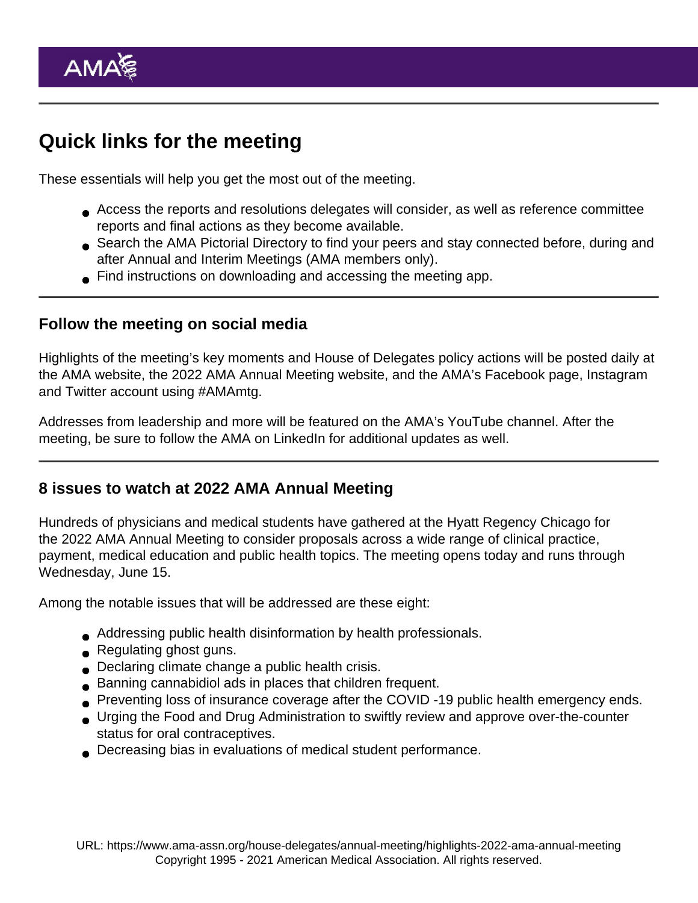## Quick links for the meeting

These essentials will help you get the most out of the meeting.

- Access the reports and resolutions delegates will consider, as well as reference committee reports and final actions as they become available.
- Search the AMA Pictorial Directory to find your peers and stay connected before, during and after Annual and Interim Meetings (AMA members only).
- Find instructions on downloading and accessing the meeting app.

### Follow the meeting on social media

Highlights of the meeting's key moments and House of Delegates policy actions will be posted daily at the AMA website, the 2022 AMA Annual Meeting website, and the AMA's Facebook page, Instagram and Twitter account using #AMAmtg.

Addresses from leadership and more will be featured on the AMA's YouTube channel. After the meeting, be sure to follow the AMA on LinkedIn for additional updates as well.

### 8 issues to watch at 2022 AMA Annual Meeting

Hundreds of physicians and medical students have gathered at the Hyatt Regency Chicago for the 2022 AMA Annual Meeting to consider proposals across a wide range of clinical practice, payment, medical education and public health topics. The meeting opens today and runs through Wednesday, June 15.

Among the notable issues that will be addressed are these eight:

- Addressing public health disinformation by health professionals.
- Regulating ghost guns.
- Declaring climate change a public health crisis.
- Banning cannabidiol ads in places that children frequent.
- Preventing loss of insurance coverage after the COVID -19 public health emergency ends.
- Urging the Food and Drug Administration to swiftly review and approve over-the-counter status for oral contraceptives.
- Decreasing bias in evaluations of medical student performance.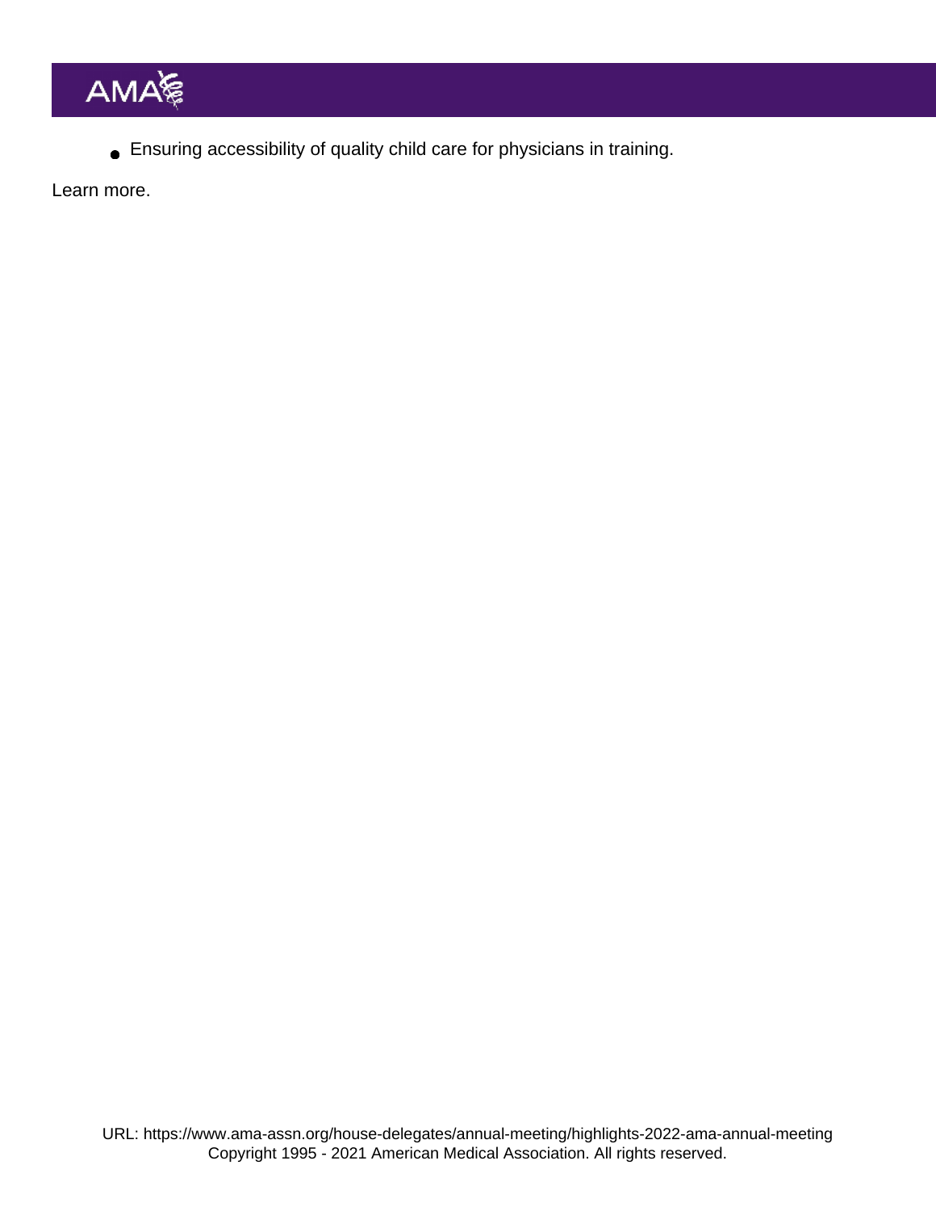- Ensuring accessibility of quality child care for physicians in training.

Learn more.